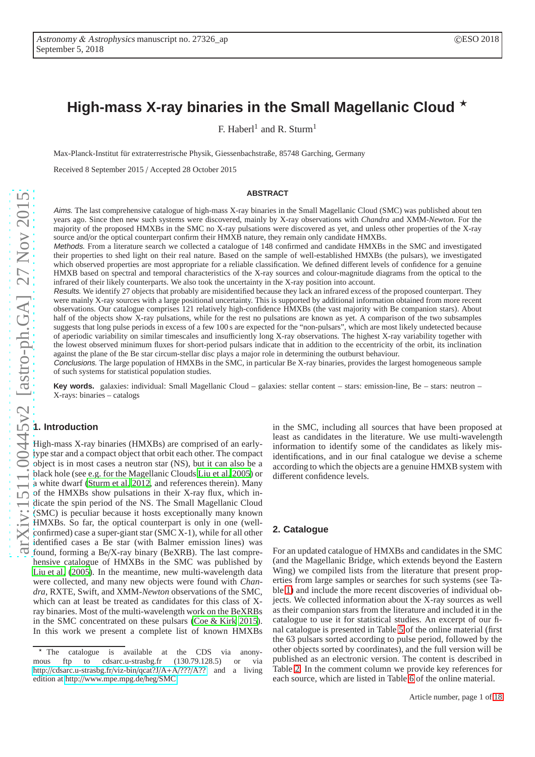# High-mass X-ray binaries in the Small Magellanic Cloud ⋆

F. Haberl[1] and R. Sturm[1]

Max-Planck-Institut für extraterrestrische Physik, Giessenbachstraße, 85748 Garching, Germany

Received 8 September 2015 / Accepted 28 October 2015

## ABSTRACT

*Aims.* The last comprehensive catalogue of high-mass X-ray binaries in the Small Magellanic Cloud (SMC) was published about ten years ago. Since then new such systems were discovered, mainly by X-ray observations with *Chandra* and XMM-*Newton*. For the majority of the proposed HMXBs in the SMC no X-ray pulsations were discovered as yet, and unless other properties of the X-ray source and/or the optical counterpart confirm their HMXB nature, they remain only candidate HMXBs.

*Methods.* From a literature search we collected a catalogue of 148 confirmed and candidate HMXBs in the SMC and investigated their properties to shed light on their real nature. Based on the sample of well-established HMXBs (the pulsars), we investigated which observed properties are most appropriate for a reliable classification. We defined different levels of confidence for a genuine HMXB based on spectral and temporal characteristics of the X-ray sources and colour-magnitude diagrams from the optical to the infrared of their likely counterparts. We also took the uncertainty in the X-ray position into account.

*Results.* We identify 27 objects that probably are misidentified because they lack an infrared excess of the proposed counterpart. They were mainly X-ray sources with a large positional uncertainty. This is supported by additional information obtained from more recent observations. Our catalogue comprises 121 relatively high-confidence HMXBs (the vast majority with Be companion stars). About half of the objects show X-ray pulsations, while for the rest no pulsations are known as yet. A comparison of the two subsamples suggests that long pulse periods in excess of a few 100 s are expected for the "non-pulsars", which are most likely undetected because of aperiodic variability on similar timescales and insufficiently long X-ray observations. The highest X-ray variability together with the lowest observed minimum fluxes for short-period pulsars indicate that in addition to the eccentricity of the orbit, its inclination against the plane of the Be star circum-stellar disc plays a major role in determining the outburst behaviour.

*Conclusions.* The large population of HMXBs in the SMC, in particular Be X-ray binaries, provides the largest homogeneous sample of such systems for statistical population studies.

**Key words.** galaxies: individual: Small Magellanic Cloud – galaxies: stellar content – stars: emission-line, Be – stars: neutron – X-rays: binaries – catalogs

## 1. Introduction

High-mass X-ray binaries (HMXBs) are comprised of an early-type star and a compact object that orbit each other. The compact object is in most cases a neutron star (NS), but it can also be a black hole (see e.g. for the Magellanic Clouds Liu et al. 2005) or a white dwarf (Sturm et al. 2012, and references therein). Many of the HMXBs show pulsations in their X-ray flux, which indicate the spin period of the NS. The Small Magellanic Cloud (SMC) is peculiar because it hosts exceptionally many known HMXBs. So far, the optical counterpart is only in one (well-confirmed) case a super-giant star (SMC X-1), while for all other identified cases a Be star (with Balmer emission lines) was found, forming a Be/X-ray binary (BeXRB). The last comprehensive catalogue of HMXBs in the SMC was published by Liu et al. (2005). In the meantime, new multi-wavelength data were collected, and many new objects were found with *Chandra*, RXTE, Swift, and XMM-*Newton* observations of the SMC, which can at least be treated as candidates for this class of X-ray binaries. Most of the multi-wavelength work on the BeXRBs in the SMC concentrated on these pulsars (Coe & Kirk 2015). In this work we present a complete list of known HMXBs in the SMC, including all sources that have been proposed at least as candidates in the literature. We use multi-wavelength information to identify some of the candidates as likely misidentifications, and in our final catalogue we devise a scheme according to which the objects are a genuine HMXB system with different confidence levels.

⋆ The catalogue is available at the CDS via anonymous ftp to cdsarc.u-strasbg.fr (130.79.128.5) or via http://cdsarc.u-strasbg.fr/viz-bin/qcat?J/A+A/???/A?? and a living edition at http://www.mpe.mpg.de/heg/SMC

## 2. Catalogue

For an updated catalogue of HMXBs and candidates in the SMC (and the Magellanic Bridge, which extends beyond the Eastern Wing) we compiled lists from the literature that present properties from large samples or searches for such systems (see Table 1) and include the more recent discoveries of individual objects. We collected information about the X-ray sources as well as their companion stars from the literature and included it in the catalogue to use it for statistical studies. An excerpt of our final catalogue is presented in Table 5 of the online material (first the 63 pulsars sorted according to pulse period, followed by the other objects sorted by coordinates), and the full version will be published as an electronic version. The content is described in Table 2. In the comment column we provide key references for each source, which are listed in Table 6 of the online material.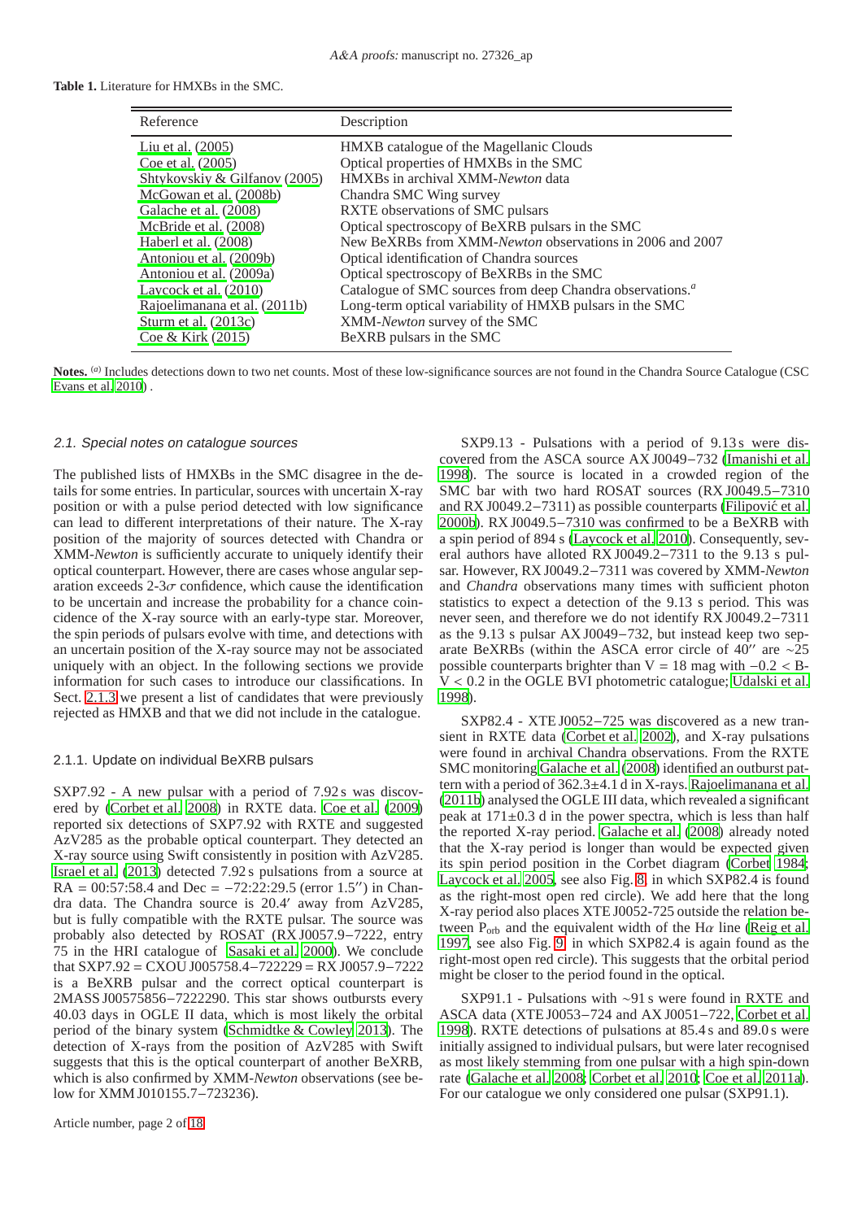**Table 1.** Literature for HMXBs in the SMC.

| Reference | Description |
|---|---|
| Liu et al. (2005) | HMXB catalogue of the Magellanic Clouds |
| Coe et al. (2005) | Optical properties of HMXBs in the SMC |
| Shtykovskiy & Gilfanov (2005) | HMXBs in archival XMM-*Newton* data |
| McGowan et al. (2008b) | Chandra SMC Wing survey |
| Galache et al. (2008) | RXTE observations of SMC pulsars |
| McBride et al. (2008) | Optical spectroscopy of BeXRB pulsars in the SMC |
| Haberl et al. (2008) | New BeXRBs from XMM-*Newton* observations in 2006 and 2007 |
| Antoniou et al. (2009b) | Optical identification of Chandra sources |
| Antoniou et al. (2009a) | Optical spectroscopy of BeXRBs in the SMC |
| Laycock et al. (2010) | Catalogue of SMC sources from deep Chandra observations.[a] |
| Rajoelimanana et al. (2011b) | Long-term optical variability of HMXB pulsars in the SMC |
| Sturm et al. (2013c) | XMM-*Newton* survey of the SMC |
| Coe & Kirk (2015) | BeXRB pulsars in the SMC |

**Notes.** [(a)] Includes detections down to two net counts. Most of these low-significance sources are not found in the Chandra Source Catalogue (CSC Evans et al. 2010) .

### 2.1. Special notes on catalogue sources

The published lists of HMXBs in the SMC disagree in the details for some entries. In particular, sources with uncertain X-ray position or with a pulse period detected with low significance can lead to different interpretations of their nature. The X-ray position of the majority of sources detected with Chandra or XMM-*Newton* is sufficiently accurate to uniquely identify their optical counterpart. However, there are cases whose angular separation exceeds 2-3$\sigma$ confidence, which cause the identification to be uncertain and increase the probability for a chance coincidence of the X-ray source with an early-type star. Moreover, the spin periods of pulsars evolve with time, and detections with an uncertain position of the X-ray source may not be associated uniquely with an object. In the following sections we provide information for such cases to introduce our classifications. In Sect. 2.1.3 we present a list of candidates that were previously rejected as HMXB and that we did not include in the catalogue.

#### 2.1.1. Update on individual BeXRB pulsars

SXP7.92 - A new pulsar with a period of 7.92 s was discovered by (Corbet et al. 2008) in RXTE data. Coe et al. (2009) reported six detections of SXP7.92 with RXTE and suggested AzV285 as the probable optical counterpart. They detected an X-ray source using Swift consistently in position with AzV285. Israel et al. (2013) detected 7.92 s pulsations from a source at RA = 00:57:58.4 and Dec = −72:22:29.5 (error 1.5′′) in Chandra data. The Chandra source is 20.4′ away from AzV285, but is fully compatible with the RXTE pulsar. The source was probably also detected by ROSAT (RX J0057.9−7222, entry 75 in the HRI catalogue of Sasaki et al. 2000). We conclude that SXP7.92 = CXOU J005758.4−722229 = RX J0057.9−7222 is a BeXRB pulsar and the correct optical counterpart is 2MASS J00575856−7222290. This star shows outbursts every 40.03 days in OGLE II data, which is most likely the orbital period of the binary system (Schmidtke & Cowley 2013). The detection of X-rays from the position of AzV285 with Swift suggests that this is the optical counterpart of another BeXRB, which is also confirmed by XMM-*Newton* observations (see below for XMM J010155.7−723236).

SXP9.13 - Pulsations with a period of 9.13 s were discovered from the ASCA source AX J0049−732 (Imanishi et al. 1998). The source is located in a crowded region of the SMC bar with two hard ROSAT sources (RX J0049.5−7310 and RX J0049.2−7311) as possible counterparts (Filipović et al. 2000b). RX J0049.5−7310 was confirmed to be a BeXRB with a spin period of 894 s (Laycock et al. 2010). Consequently, several authors have alloted RX J0049.2−7311 to the 9.13 s pulsar. However, RX J0049.2−7311 was covered by XMM-*Newton* and *Chandra* observations many times with sufficient photon statistics to expect a detection of the 9.13 s period. This was never seen, and therefore we do not identify RX J0049.2−7311 as the 9.13 s pulsar AX J0049−732, but instead keep two separate BeXRBs (within the ASCA error circle of 40′′ are ∼25 possible counterparts brighter than V = 18 mag with −0.2 < B-V < 0.2 in the OGLE BVI photometric catalogue; Udalski et al. 1998).

SXP82.4 - XTE J0052−725 was discovered as a new transient in RXTE data (Corbet et al. 2002), and X-ray pulsations were found in archival Chandra observations. From the RXTE SMC monitoring Galache et al. (2008) identified an outburst pattern with a period of 362.3±4.1 d in X-rays. Rajoelimanana et al. (2011b) analysed the OGLE III data, which revealed a significant peak at 171±0.3 d in the power spectra, which is less than half the reported X-ray period. Galache et al. (2008) already noted that the X-ray period is longer than would be expected given its spin period position in the Corbet diagram (Corbet 1984; Laycock et al. 2005, see also Fig. 8, in which SXP82.4 is found as the right-most open red circle). We add here that the long X-ray period also places XTE J0052-725 outside the relation between $P_{orb}$ and the equivalent width of the H$\alpha$ line (Reig et al. 1997, see also Fig. 9, in which SXP82.4 is again found as the right-most open red circle). This suggests that the orbital period might be closer to the period found in the optical.

SXP91.1 - Pulsations with ∼91 s were found in RXTE and ASCA data (XTE J0053−724 and AX J0051−722, Corbet et al. 1998). RXTE detections of pulsations at 85.4 s and 89.0 s were initially assigned to individual pulsars, but were later recognised as most likely stemming from one pulsar with a high spin-down rate (Galache et al. 2008; Corbet et al. 2010; Coe et al. 2011a). For our catalogue we only considered one pulsar (SXP91.1).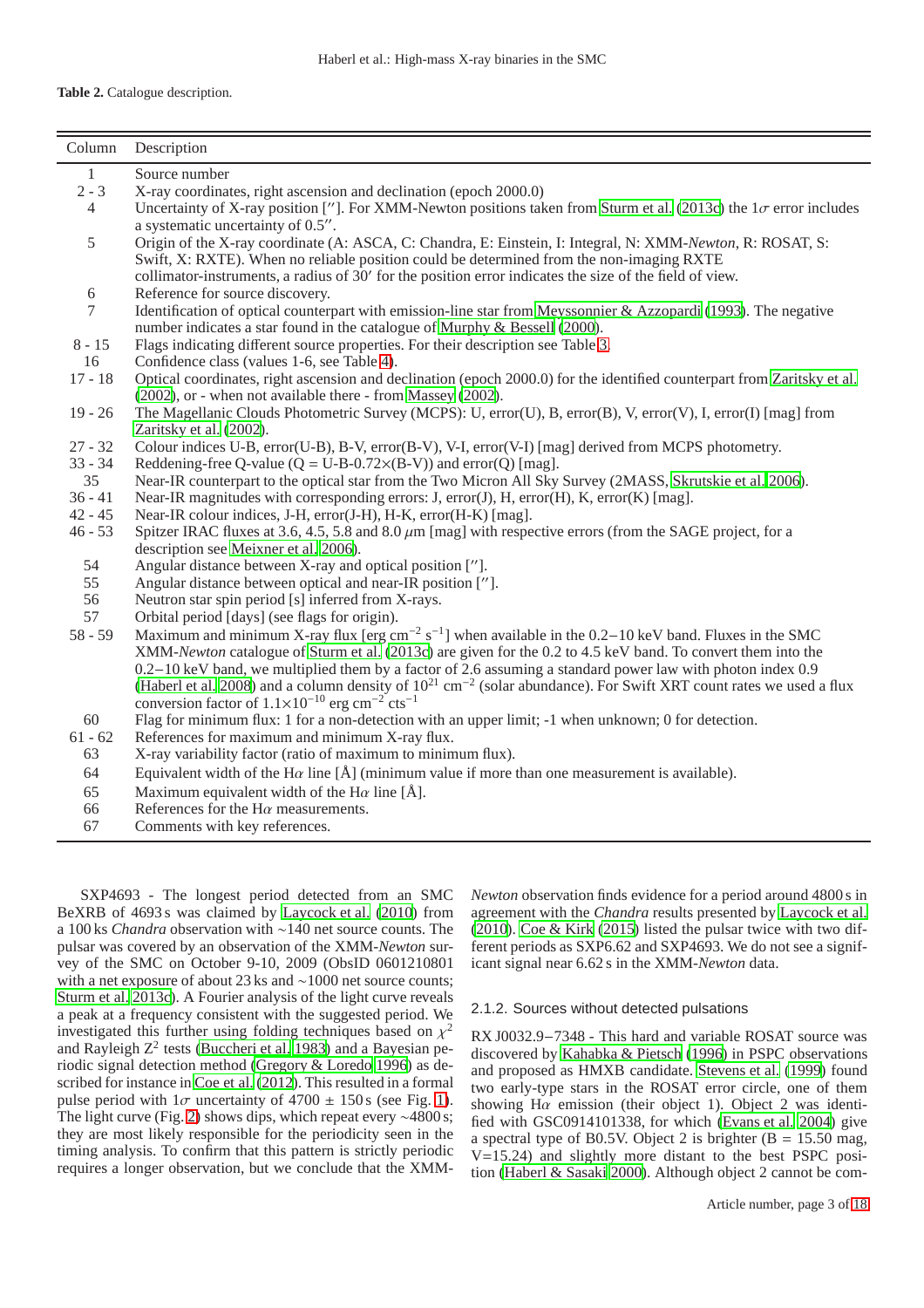**Table 2.** Catalogue description.

| Column | Description |
|---|---|
| 1 | Source number |
| 2 - 3 | X-ray coordinates, right ascension and declination (epoch 2000.0) |
| 4 | Uncertainty of X-ray position [″]. For XMM-Newton positions taken from Sturm et al. (2013c) the 1$\sigma$ error includes a systematic uncertainty of 0.5″. |
| 5 | Origin of the X-ray coordinate (A: ASCA, C: Chandra, E: Einstein, I: Integral, N: XMM-*Newton*, R: ROSAT, S: Swift, X: RXTE). When no reliable position could be determined from the non-imaging RXTE collimator-instruments, a radius of 30′ for the position error indicates the size of the field of view. |
| 6 | Reference for source discovery. |
| 7 | Identification of optical counterpart with emission-line star from Meyssonnier & Azzopardi (1993). The negative number indicates a star found in the catalogue of Murphy & Bessell (2000). |
| 8 - 15 | Flags indicating different source properties. For their description see Table 3. |
| 16 | Confidence class (values 1-6, see Table 4). |
| 17 - 18 | Optical coordinates, right ascension and declination (epoch 2000.0) for the identified counterpart from Zaritsky et al. (2002), or - when not available there - from Massey (2002). |
| 19 - 26 | The Magellanic Clouds Photometric Survey (MCPS): U, error(U), B, error(B), V, error(V), I, error(I) [mag] from Zaritsky et al. (2002). |
| 27 - 32 | Colour indices U-B, error(U-B), B-V, error(B-V), V-I, error(V-I) [mag] derived from MCPS photometry. |
| 33 - 34 | Reddening-free Q-value (Q = U-B-0.72×(B-V)) and error(Q) [mag]. |
| 35 | Near-IR counterpart to the optical star from the Two Micron All Sky Survey (2MASS, Skrutskie et al. 2006). |
| 36 - 41 | Near-IR magnitudes with corresponding errors: J, error(J), H, error(H), K, error(K) [mag]. |
| 42 - 45 | Near-IR colour indices, J-H, error(J-H), H-K, error(H-K) [mag]. |
| 46 - 53 | Spitzer IRAC fluxes at 3.6, 4.5, 5.8 and 8.0 $\mu$m [mag] with respective errors (from the SAGE project, for a description see Meixner et al. 2006). |
| 54 | Angular distance between X-ray and optical position [″]. |
| 55 | Angular distance between optical and near-IR position [″]. |
| 56 | Neutron star spin period [s] inferred from X-rays. |
| 57 | Orbital period [days] (see flags for origin). |
| 58 - 59 | Maximum and minimum X-ray flux [erg cm$^{-2}$ s$^{-1}$] when available in the 0.2−10 keV band. Fluxes in the SMC XMM-*Newton* catalogue of Sturm et al. (2013c) are given for the 0.2 to 4.5 keV band. To convert them into the 0.2−10 keV band, we multiplied them by a factor of 2.6 assuming a standard power law with photon index 0.9 (Haberl et al. 2008) and a column density of $10^{21}$ cm$^{-2}$ (solar abundance). For Swift XRT count rates we used a flux conversion factor of $1.1\times10^{-10}$ erg cm$^{-2}$ cts$^{-1}$ |
| 60 | Flag for minimum flux: 1 for a non-detection with an upper limit; -1 when unknown; 0 for detection. |
| 61 - 62 | References for maximum and minimum X-ray flux. |
| 63 | X-ray variability factor (ratio of maximum to minimum flux). |
| 64 | Equivalent width of the H$\alpha$ line [Å] (minimum value if more than one measurement is available). |
| 65 | Maximum equivalent width of the H$\alpha$ line [Å]. |
| 66 | References for the H$\alpha$ measurements. |
| 67 | Comments with key references. |

SXP4693 - The longest period detected from an SMC BeXRB of 4693 s was claimed by Laycock et al. (2010) from a 100 ks *Chandra* observation with ∼140 net source counts. The pulsar was covered by an observation of the XMM-*Newton* survey of the SMC on October 9-10, 2009 (ObsID 0601210801 with a net exposure of about 23 ks and ∼1000 net source counts; Sturm et al. 2013c). A Fourier analysis of the light curve reveals a peak at a frequency consistent with the suggested period. We investigated this further using folding techniques based on $\chi^2$ and Rayleigh $Z^2$ tests (Buccheri et al. 1983) and a Bayesian periodic signal detection method (Gregory & Loredo 1996) as described for instance in Coe et al. (2012). This resulted in a formal pulse period with 1$\sigma$ uncertainty of 4700 ± 150 s (see Fig. 1). The light curve (Fig. 2) shows dips, which repeat every ∼4800 s; they are most likely responsible for the periodicity seen in the timing analysis. To confirm that this pattern is strictly periodic requires a longer observation, but we conclude that the XMM-*Newton* observation finds evidence for a period around 4800 s in agreement with the *Chandra* results presented by Laycock et al. (2010). Coe & Kirk (2015) listed the pulsar twice with two different periods as SXP6.62 and SXP4693. We do not see a significant signal near 6.62 s in the XMM-*Newton* data.

#### 2.1.2. Sources without detected pulsations

RX J0032.9−7348 - This hard and variable ROSAT source was discovered by Kahabka & Pietsch (1996) in PSPC observations and proposed as HMXB candidate. Stevens et al. (1999) found two early-type stars in the ROSAT error circle, one of them showing H$\alpha$ emission (their object 1). Object 2 was identified with GSC0914101338, for which (Evans et al. 2004) give a spectral type of B0.5V. Object 2 is brighter (B = 15.50 mag, V=15.24) and slightly more distant to the best PSPC position (Haberl & Sasaki 2000). Although object 2 cannot be com-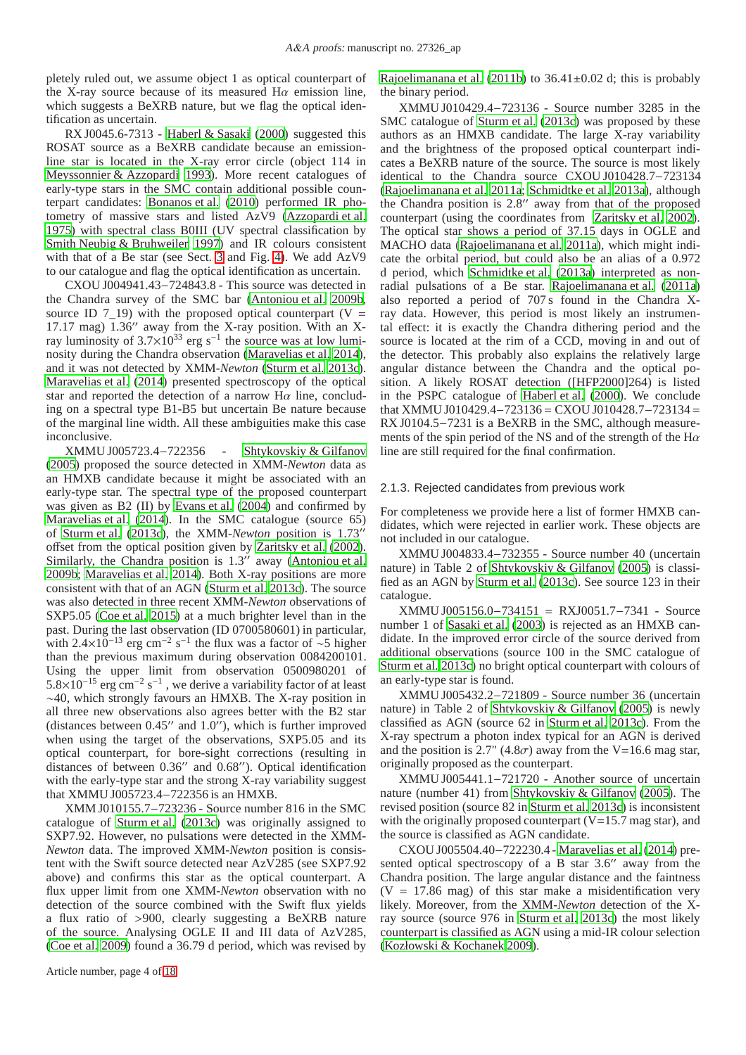pletely ruled out, we assume object 1 as optical counterpart of the X-ray source because of its measured Hα emission line, which suggests a BeXRB nature, but we flag the optical identification as uncertain.

RX J0045.6-7313 - Haberl & Sasaki (2000) suggested this ROSAT source as a BeXRB candidate because an emission-line star is located in the X-ray error circle (object 114 in Meyssonnier & Azzopardi 1993). More recent catalogues of early-type stars in the SMC contain additional possible counterpart candidates: Bonanos et al. (2010) performed IR photometry of massive stars and listed AzV9 (Azzopardi et al. 1975) with spectral class B0III (UV spectral classification by Smith Neubig & Bruhweiler 1997) and IR colours consistent with that of a Be star (see Sect. 3 and Fig. 4). We add AzV9 to our catalogue and flag the optical identification as uncertain.

CXOU J004941.43−724843.8 - This source was detected in the Chandra survey of the SMC bar (Antoniou et al. 2009b, source ID 7_19) with the proposed optical counterpart (V = 17.17 mag) 1.36″ away from the X-ray position. With an X-ray luminosity of $3.7{\times}10^{33}$ erg s$^{-1}$ the source was at low luminosity during the Chandra observation (Maravelias et al. 2014), and it was not detected by XMM-*Newton* (Sturm et al. 2013c). Maravelias et al. (2014) presented spectroscopy of the optical star and reported the detection of a narrow Hα line, concluding on a spectral type B1-B5 but uncertain Be nature because of the marginal line width. All these ambiguities make this case inconclusive.

XMMU J005723.4−722356 - Shtykovskiy & Gilfanov (2005) proposed the source detected in XMM-*Newton* data as an HMXB candidate because it might be associated with an early-type star. The spectral type of the proposed counterpart was given as B2 (II) by Evans et al. (2004) and confirmed by Maravelias et al. (2014). In the SMC catalogue (source 65) of Sturm et al. (2013c), the XMM-*Newton* position is 1.73″ offset from the optical position given by Zaritsky et al. (2002). Similarly, the Chandra position is 1.3″ away (Antoniou et al. 2009b; Maravelias et al. 2014). Both X-ray positions are more consistent with that of an AGN (Sturm et al. 2013c). The source was also detected in three recent XMM-*Newton* observations of SXP5.05 (Coe et al. 2015) at a much brighter level than in the past. During the last observation (ID 0700580601) in particular, with $2.4{\times}10^{-13}$ erg cm$^{-2}$ s$^{-1}$ the flux was a factor of ∼5 higher than the previous maximum during observation 0084200101. Using the upper limit from observation 0500980201 of $5.8{\times}10^{-15}$ erg cm$^{-2}$ s$^{-1}$ , we derive a variability factor of at least ∼40, which strongly favours an HMXB. The X-ray position in all three new observations also agrees better with the B2 star (distances between 0.45″ and 1.0″), which is further improved when using the target of the observations, SXP5.05 and its optical counterpart, for bore-sight corrections (resulting in distances of between 0.36″ and 0.68″). Optical identification with the early-type star and the strong X-ray variability suggest that XMMU J005723.4−722356 is an HMXB.

XMM J010155.7−723236 - Source number 816 in the SMC catalogue of Sturm et al. (2013c) was originally assigned to SXP7.92. However, no pulsations were detected in the XMM-*Newton* data. The improved XMM-*Newton* position is consistent with the Swift source detected near AzV285 (see SXP7.92 above) and confirms this star as the optical counterpart. A flux upper limit from one XMM-*Newton* observation with no detection of the source combined with the Swift flux yields a flux ratio of >900, clearly suggesting a BeXRB nature of the source. Analysing OGLE II and III data of AzV285, (Coe et al. 2009) found a 36.79 d period, which was revised by Rajoelimanana et al. (2011b) to 36.41±0.02 d; this is probably the binary period.

XMMU J010429.4−723136 - Source number 3285 in the SMC catalogue of Sturm et al. (2013c) was proposed by these authors as an HMXB candidate. The large X-ray variability and the brightness of the proposed optical counterpart indicates a BeXRB nature of the source. The source is most likely identical to the Chandra source CXOU J010428.7−723134 (Rajoelimanana et al. 2011a; Schmidtke et al. 2013a), although the Chandra position is 2.8″ away from that of the proposed counterpart (using the coordinates from Zaritsky et al. 2002). The optical star shows a period of 37.15 days in OGLE and MACHO data (Rajoelimanana et al. 2011a), which might indicate the orbital period, but could also be an alias of a 0.972 d period, which Schmidtke et al. (2013a) interpreted as non-radial pulsations of a Be star. Rajoelimanana et al. (2011a) also reported a period of 707 s found in the Chandra X-ray data. However, this period is most likely an instrumental effect: it is exactly the Chandra dithering period and the source is located at the rim of a CCD, moving in and out of the detector. This probably also explains the relatively large angular distance between the Chandra and the optical position. A likely ROSAT detection ([HFP2000]264) is listed in the PSPC catalogue of Haberl et al. (2000). We conclude that XMMU J010429.4−723136 = CXOU J010428.7−723134 = RX J0104.5−7231 is a BeXRB in the SMC, although measurements of the spin period of the NS and of the strength of the Hα line are still required for the final confirmation.

### 2.1.3. Rejected candidates from previous work

For completeness we provide here a list of former HMXB candidates, which were rejected in earlier work. These objects are not included in our catalogue.

XMMU J004833.4−732355 - Source number 40 (uncertain nature) in Table 2 of Shtykovskiy & Gilfanov (2005) is classified as an AGN by Sturm et al. (2013c). See source 123 in their catalogue.

XMMU J005156.0−734151 = RXJ0051.7−7341 - Source number 1 of Sasaki et al. (2003) is rejected as an HMXB candidate. In the improved error circle of the source derived from additional observations (source 100 in the SMC catalogue of Sturm et al. 2013c) no bright optical counterpart with colours of an early-type star is found.

XMMU J005432.2−721809 - Source number 36 (uncertain nature) in Table 2 of Shtykovskiy & Gilfanov (2005) is newly classified as AGN (source 62 in Sturm et al. 2013c). From the X-ray spectrum a photon index typical for an AGN is derived and the position is 2.7" ($4.8\sigma$) away from the V=16.6 mag star, originally proposed as the counterpart.

XMMU J005441.1−721720 - Another source of uncertain nature (number 41) from Shtykovskiy & Gilfanov (2005). The revised position (source 82 in Sturm et al. 2013c) is inconsistent with the originally proposed counterpart (V=15.7 mag star), and the source is classified as AGN candidate.

CXOU J005504.40−722230.4 - Maravelias et al. (2014) presented optical spectroscopy of a B star 3.6″ away from the Chandra position. The large angular distance and the faintness (V = 17.86 mag) of this star make a misidentification very likely. Moreover, from the XMM-*Newton* detection of the X-ray source (source 976 in Sturm et al. 2013c) the most likely counterpart is classified as AGN using a mid-IR colour selection (Kozłowski & Kochanek 2009).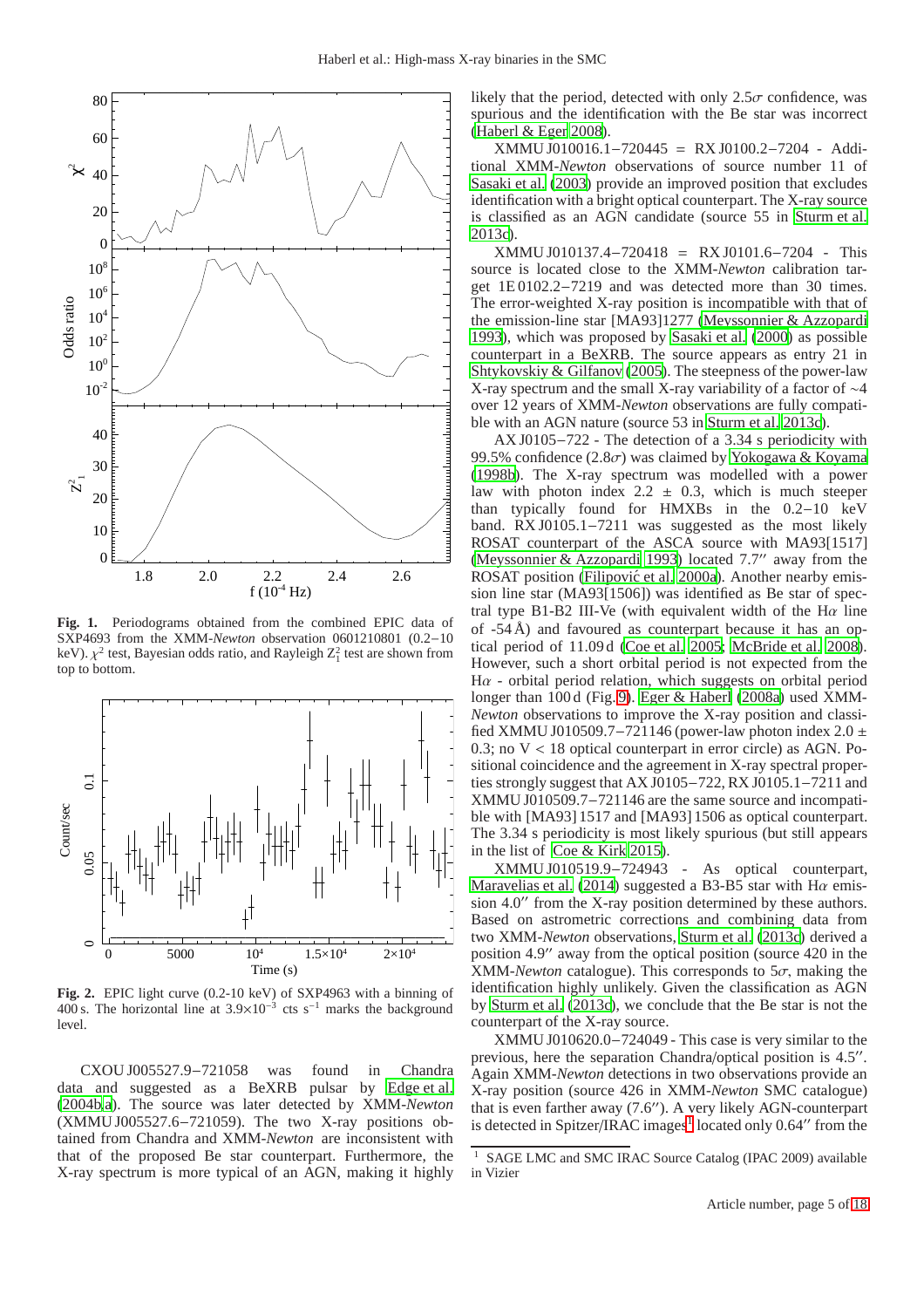**Fig. 1.** Periodograms obtained from the combined EPIC data of SXP4693 from the XMM-*Newton* observation 0601210801 (0.2–10 keV). $\chi^2$ test, Bayesian odds ratio, and Rayleigh $Z_1^2$ test are shown from top to bottom.

**Fig. 2.** EPIC light curve (0.2-10 keV) of SXP4963 with a binning of 400 s. The horizontal line at $3.9\times10^{-3}$ cts s$^{-1}$ marks the background level.

CXOU J005527.9−721058 was found in Chandra data and suggested as a BeXRB pulsar by Edge et al. (2004b,a). The source was later detected by XMM-*Newton* (XMMU J005527.6−721059). The two X-ray positions obtained from Chandra and XMM-*Newton* are inconsistent with that of the proposed Be star counterpart. Furthermore, the X-ray spectrum is more typical of an AGN, making it highly likely that the period, detected with only 2.5$\sigma$ confidence, was spurious and the identification with the Be star was incorrect (Haberl & Eger 2008).

XMMU J010016.1−720445 = RX J0100.2−7204 - Additional XMM-*Newton* observations of source number 11 of Sasaki et al. (2003) provide an improved position that excludes identification with a bright optical counterpart. The X-ray source is classified as an AGN candidate (source 55 in Sturm et al. 2013c).

XMMU J010137.4−720418 = RX J0101.6−7204 - This source is located close to the XMM-*Newton* calibration target 1E 0102.2−7219 and was detected more than 30 times. The error-weighted X-ray position is incompatible with that of the emission-line star [MA93]1277 (Meyssonnier & Azzopardi 1993), which was proposed by Sasaki et al. (2000) as possible counterpart in a BeXRB. The source appears as entry 21 in Shtykovskiy & Gilfanov (2005). The steepness of the power-law X-ray spectrum and the small X-ray variability of a factor of ∼4 over 12 years of XMM-*Newton* observations are fully compatible with an AGN nature (source 53 in Sturm et al. 2013c).

AX J0105−722 - The detection of a 3.34 s periodicity with 99.5% confidence (2.8$\sigma$) was claimed by Yokogawa & Koyama (1998b). The X-ray spectrum was modelled with a power law with photon index 2.2 ± 0.3, which is much steeper than typically found for HMXBs in the 0.2–10 keV band. RX J0105.1−7211 was suggested as the most likely ROSAT counterpart of the ASCA source with MA93[1517] (Meyssonnier & Azzopardi 1993) located 7.7′′ away from the ROSAT position (Filipović et al. 2000a). Another nearby emission line star (MA93[1506]) was identified as Be star of spectral type B1-B2 III-Ve (with equivalent width of the H$\alpha$ line of -54 Å) and favoured as counterpart because it has an optical period of 11.09 d (Coe et al. 2005; McBride et al. 2008). However, such a short orbital period is not expected from the H$\alpha$ - orbital period relation, which suggests on orbital period longer than 100 d (Fig. 9). Eger & Haberl (2008a) used XMM-*Newton* observations to improve the X-ray position and classified XMMU J010509.7−721146 (power-law photon index 2.0 ± 0.3; no V < 18 optical counterpart in error circle) as AGN. Positional coincidence and the agreement in X-ray spectral properties strongly suggest that AX J0105−722, RX J0105.1−7211 and XMMU J010509.7−721146 are the same source and incompatible with [MA93] 1517 and [MA93] 1506 as optical counterpart. The 3.34 s periodicity is most likely spurious (but still appears in the list of Coe & Kirk 2015).

XMMU J010519.9−724943 - As optical counterpart, Maravelias et al. (2014) suggested a B3-B5 star with H$\alpha$ emission 4.0′′ from the X-ray position determined by these authors. Based on astrometric corrections and combining data from two XMM-*Newton* observations, Sturm et al. (2013c) derived a position 4.9′′ away from the optical position (source 420 in the XMM-*Newton* catalogue). This corresponds to 5$\sigma$, making the identification highly unlikely. Given the classification as AGN by Sturm et al. (2013c), we conclude that the Be star is not the counterpart of the X-ray source.

XMMU J010620.0−724049 - This case is very similar to the previous, here the separation Chandra/optical position is 4.5′′. Again XMM-*Newton* detections in two observations provide an X-ray position (source 426 in XMM-*Newton* SMC catalogue) that is even farther away (7.6′′). A very likely AGN-counterpart is detected in Spitzer/IRAC images[1] located only 0.64′′ from the

[1] SAGE LMC and SMC IRAC Source Catalog (IPAC 2009) available in Vizier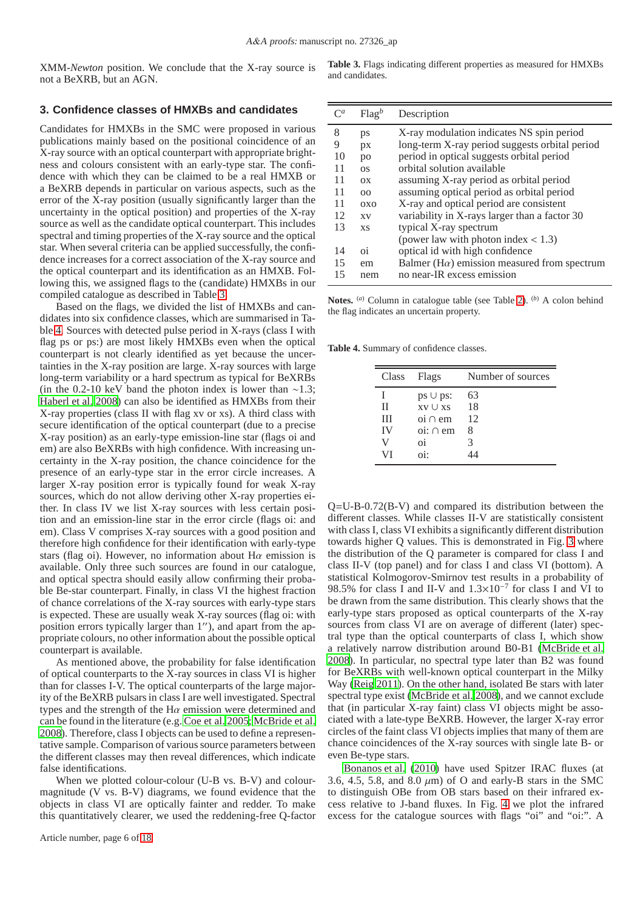XMM-*Newton* position. We conclude that the X-ray source is not a BeXRB, but an AGN.

## 3. Confidence classes of HMXBs and candidates

Candidates for HMXBs in the SMC were proposed in various publications mainly based on the positional coincidence of an X-ray source with an optical counterpart with appropriate brightness and colours consistent with an early-type star. The confidence with which they can be claimed to be a real HMXB or a BeXRB depends in particular on various aspects, such as the error of the X-ray position (usually significantly larger than the uncertainty in the optical position) and properties of the X-ray source as well as the candidate optical counterpart. This includes spectral and timing properties of the X-ray source and the optical star. When several criteria can be applied successfully, the confidence increases for a correct association of the X-ray source and the optical counterpart and its identification as an HMXB. Following this, we assigned flags to the (candidate) HMXBs in our compiled catalogue as described in Table 3.

Based on the flags, we divided the list of HMXBs and candidates into six confidence classes, which are summarised in Table 4. Sources with detected pulse period in X-rays (class I with flag ps or ps:) are most likely HMXBs even when the optical counterpart is not clearly identified as yet because the uncertainties in the X-ray position are large. X-ray sources with large long-term variability or a hard spectrum as typical for BeXRBs (in the 0.2-10 keV band the photon index is lower than ~1.3; Haberl et al. 2008) can also be identified as HMXBs from their X-ray properties (class II with flag xv or xs). A third class with secure identification of the optical counterpart (due to a precise X-ray position) as an early-type emission-line star (flags oi and em) are also BeXRBs with high confidence. With increasing uncertainty in the X-ray position, the chance coincidence for the presence of an early-type star in the error circle increases. A larger X-ray position error is typically found for weak X-ray sources, which do not allow deriving other X-ray properties either. In class IV we list X-ray sources with less certain position and an emission-line star in the error circle (flags oi: and em). Class V comprises X-ray sources with a good position and therefore high confidence for their identification with early-type stars (flag oi). However, no information about H$\alpha$ emission is available. Only three such sources are found in our catalogue, and optical spectra should easily allow confirming their probable Be-star counterpart. Finally, in class VI the highest fraction of chance correlations of the X-ray sources with early-type stars is expected. These are usually weak X-ray sources (flag oi: with position errors typically larger than 1″), and apart from the appropriate colours, no other information about the possible optical counterpart is available.

As mentioned above, the probability for false identification of optical counterparts to the X-ray sources in class VI is higher than for classes I-V. The optical counterparts of the large majority of the BeXRB pulsars in class I are well investigated. Spectral types and the strength of the H$\alpha$ emission were determined and can be found in the literature (e.g. Coe et al. 2005; McBride et al. 2008). Therefore, class I objects can be used to define a representative sample. Comparison of various source parameters between the different classes may then reveal differences, which indicate false identifications.

When we plotted colour-colour (U-B vs. B-V) and colour-magnitude (V vs. B-V) diagrams, we found evidence that the objects in class VI are optically fainter and redder. To make this quantitatively clearer, we used the reddening-free Q-factor Q=U-B-0.72(B-V) and compared its distribution between the different classes. While classes II-V are statistically consistent with class I, class VI exhibits a significantly different distribution towards higher Q values. This is demonstrated in Fig. 3 where the distribution of the Q parameter is compared for class I and class II-V (top panel) and for class I and class VI (bottom). A statistical Kolmogorov-Smirnov test results in a probability of 98.5% for class I and II-V and $1.3\times10^{-7}$ for class I and VI to be drawn from the same distribution. This clearly shows that the early-type stars proposed as optical counterparts of the X-ray sources from class VI are on average of different (later) spectral type than the optical counterparts of class I, which show a relatively narrow distribution around B0-B1 (McBride et al. 2008). In particular, no spectral type later than B2 was found for BeXRBs with well-known optical counterpart in the Milky Way (Reig 2011). On the other hand, isolated Be stars with later spectral type exist (McBride et al. 2008), and we cannot exclude that (in particular X-ray faint) class VI objects might be associated with a late-type BeXRB. However, the larger X-ray error circles of the faint class VI objects implies that many of them are chance coincidences of the X-ray sources with single late B- or even Be-type stars.

Bonanos et al. (2010) have used Spitzer IRAC fluxes (at 3.6, 4.5, 5.8, and 8.0 $\mu$m) of O and early-B stars in the SMC to distinguish OBe from OB stars based on their infrared excess relative to J-band fluxes. In Fig. 4 we plot the infrared excess for the catalogue sources with flags "oi" and "oi:". A

**Table 3.** Flags indicating different properties as measured for HMXBs and candidates.

| C[a] | Flag[b] | Description |
|---|---|---|
| 8 | ps | X-ray modulation indicates NS spin period |
| 9 | px | long-term X-ray period suggests orbital period |
| 10 | po | period in optical suggests orbital period |
| 11 | os | orbital solution available |
| 11 | ox | assuming X-ray period as orbital period |
| 11 | oo | assuming optical period as orbital period |
| 11 | oxo | X-ray and optical period are consistent |
| 12 | xv | variability in X-rays larger than a factor 30 |
| 13 | xs | typical X-ray spectrum (power law with photon index < 1.3) |
| 14 | oi | optical id with high confidence |
| 15 | em | Balmer (H$\alpha$) emission measured from spectrum |
| 15 | nem | no near-IR excess emission |

**Notes.** [a] Column in catalogue table (see Table 2). [b] A colon behind the flag indicates an uncertain property.

**Table 4.** Summary of confidence classes.

| Class | Flags | Number of sources |
|---|---|---|
| I | ps ∪ ps: | 63 |
| II | xv ∪ xs | 18 |
| III | oi ∩ em | 12 |
| IV | oi: ∩ em | 8 |
| V | oi | 3 |
| VI | oi: | 44 |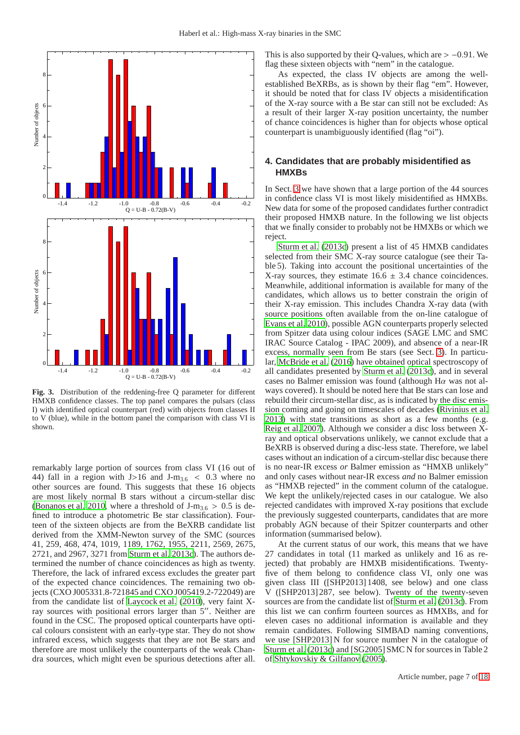**Fig. 3.** Distribution of the reddening-free Q parameter for different HMXB confidence classes. The top panel compares the pulsars (class I) with identified optical counterpart (red) with objects from classes II to V (blue), while in the bottom panel the comparison with class VI is shown.

remarkably large portion of sources from class VI (16 out of 44) fall in a region with J>16 and J-$m_{3.6}$ < 0.3 where no other sources are found. This suggests that these 16 objects are most likely normal B stars without a circum-stellar disc (Bonanos et al. 2010, where a threshold of J-$m_{3.6}$ > 0.5 is defined to introduce a photometric Be star classification). Fourteen of the sixteen objects are from the BeXRB candidate list derived from the XMM-Newton survey of the SMC (sources 41, 259, 468, 474, 1019, 1189, 1762, 1955, 2211, 2569, 2675, 2721, and 2967, 3271 from Sturm et al. 2013c). The authors determined the number of chance coincidences as high as twenty. Therefore, the lack of infrared excess excludes the greater part of the expected chance coincidences. The remaining two objects (CXO J005331.8-721845 and CXO J005419.2-722049) are from the candidate list of Laycock et al. (2010), very faint X-ray sources with positional errors larger than 5″. Neither are found in the CSC. The proposed optical counterparts have optical colours consistent with an early-type star. They do not show infrared excess, which suggests that they are not Be stars and therefore are most unlikely the counterparts of the weak Chandra sources, which might even be spurious detections after all. This is also supported by their Q-values, which are > −0.91. We flag these sixteen objects with "nem" in the catalogue.

As expected, the class IV objects are among the well-established BeXRBs, as is shown by their flag "em". However, it should be noted that for class IV objects a misidentification of the X-ray source with a Be star can still not be excluded: As a result of their larger X-ray position uncertainty, the number of chance coincidences is higher than for objects whose optical counterpart is unambiguously identified (flag "oi").

## 4. Candidates that are probably misidentified as HMXBs

In Sect. 3 we have shown that a large portion of the 44 sources in confidence class VI is most likely misidentified as HMXBs. New data for some of the proposed candidates further contradict their proposed HMXB nature. In the following we list objects that we finally consider to probably not be HMXBs or which we reject.

Sturm et al. (2013c) present a list of 45 HMXB candidates selected from their SMC X-ray source catalogue (see their Table 5). Taking into account the positional uncertainties of the X-ray sources, they estimate 16.6 ± 3.4 chance coincidences. Meanwhile, additional information is available for many of the candidates, which allows us to better constrain the origin of their X-ray emission. This includes Chandra X-ray data (with source positions often available from the on-line catalogue of Evans et al. 2010), possible AGN counterparts properly selected from Spitzer data using colour indices (SAGE LMC and SMC IRAC Source Catalog - IPAC 2009), and absence of a near-IR excess, normally seen from Be stars (see Sect. 3). In particular, McBride et al. (2016) have obtained optical spectroscopy of all candidates presented by Sturm et al. (2013c), and in several cases no Balmer emission was found (although H$\alpha$ was not always covered). It should be noted here that Be stars can lose and rebuild their circum-stellar disc, as is indicated by the disc emission coming and going on timescales of decades (Rivinius et al. 2013) with state transitions as short as a few months (e.g. Reig et al. 2007). Although we consider a disc loss between X-ray and optical observations unlikely, we cannot exclude that a BeXRB is observed during a disc-less state. Therefore, we label cases without an indication of a circum-stellar disc because there is no near-IR excess *or* Balmer emission as "HMXB unlikely" and only cases without near-IR excess *and* no Balmer emission as "HMXB rejected" in the comment column of the catalogue. We kept the unlikely/rejected cases in our catalogue. We also rejected candidates with improved X-ray positions that exclude the previously suggested counterparts, candidates that are more probably AGN because of their Spitzer counterparts and other information (summarised below).

At the current status of our work, this means that we have 27 candidates in total (11 marked as unlikely and 16 as rejected) that probably are HMXB misidentifications. Twenty-five of them belong to confidence class VI, only one was given class III ([SHP2013] 1408, see below) and one class V ([SHP2013] 287, see below). Twenty of the twenty-seven sources are from the candidate list of Sturm et al. (2013c). From this list we can confirm fourteen sources as HMXBs, and for eleven cases no additional information is available and they remain candidates. Following SIMBAD naming conventions, we use [SHP2013] N for source number N in the catalogue of Sturm et al. (2013c) and [SG2005] SMC N for sources in Table 2 of Shtykovskiy & Gilfanov (2005).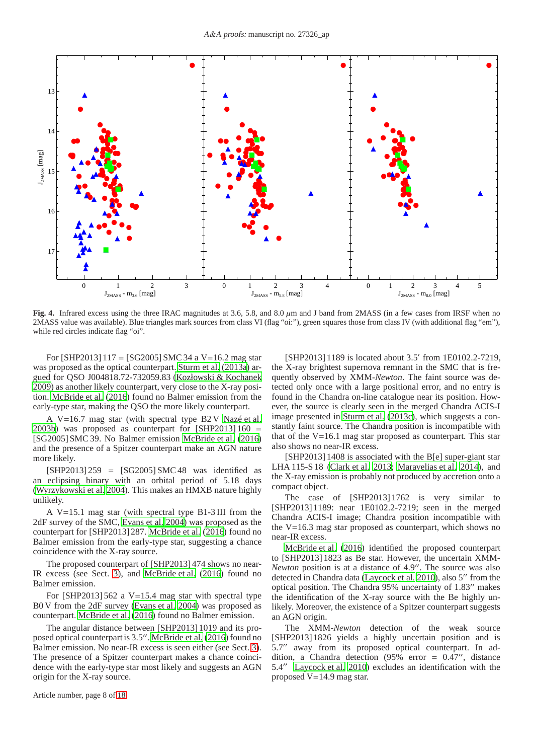**Fig. 4.** Infrared excess using the three IRAC magnitudes at 3.6, 5.8, and 8.0 $\mu$m and J band from 2MASS (in a few cases from IRSF when no 2MASS value was available). Blue triangles mark sources from class VI (flag "oi:"), green squares those from class IV (with additional flag "em"), while red circles indicate flag "oi".

For [SHP2013] 117 = [SG2005] SMC 34 a V=16.2 mag star was proposed as the optical counterpart. Sturm et al. (2013a) argued for QSO J004818.72-732059.83 (Kozłowski & Kochanek 2009) as another likely counterpart, very close to the X-ray position. McBride et al. (2016) found no Balmer emission from the early-type star, making the QSO the more likely counterpart.

A V=16.7 mag star (with spectral type B2 V Nazé et al. 2003b) was proposed as counterpart for [SHP2013] 160 = [SG2005] SMC 39. No Balmer emission McBride et al. (2016) and the presence of a Spitzer counterpart make an AGN nature more likely.

[SHP2013] 259 = [SG2005] SMC 48 was identified as an eclipsing binary with an orbital period of 5.18 days (Wyrzykowski et al. 2004). This makes an HMXB nature highly unlikely.

A V=15.1 mag star (with spectral type B1-3 III from the 2dF survey of the SMC, Evans et al. 2004) was proposed as the counterpart for [SHP2013] 287. McBride et al. (2016) found no Balmer emission from the early-type star, suggesting a chance coincidence with the X-ray source.

The proposed counterpart of [SHP2013] 474 shows no near-IR excess (see Sect. 3), and McBride et al. (2016) found no Balmer emission.

For [SHP2013] 562 a V=15.4 mag star with spectral type B0 V from the 2dF survey (Evans et al. 2004) was proposed as counterpart. McBride et al. (2016) found no Balmer emission.

The angular distance between [SHP2013] 1019 and its proposed optical counterpart is 3.5″. McBride et al. (2016) found no Balmer emission. No near-IR excess is seen either (see Sect. 3). The presence of a Spitzer counterpart makes a chance coincidence with the early-type star most likely and suggests an AGN origin for the X-ray source.

[SHP2013] 1189 is located about 3.5′ from 1E0102.2-7219, the X-ray brightest supernova remnant in the SMC that is frequently observed by XMM-*Newton*. The faint source was detected only once with a large positional error, and no entry is found in the Chandra on-line catalogue near its position. However, the source is clearly seen in the merged Chandra ACIS-I image presented in Sturm et al. (2013c), which suggests a constantly faint source. The Chandra position is incompatible with that of the V=16.1 mag star proposed as counterpart. This star also shows no near-IR excess.

[SHP2013] 1408 is associated with the B[e] super-giant star LHA 115-S 18 (Clark et al. 2013; Maravelias et al. 2014), and the X-ray emission is probably not produced by accretion onto a compact object.

The case of [SHP2013] 1762 is very similar to [SHP2013] 1189: near 1E0102.2-7219; seen in the merged Chandra ACIS-I image; Chandra position incompatible with the V=16.3 mag star proposed as counterpart, which shows no near-IR excess.

McBride et al. (2016) identified the proposed counterpart to [SHP2013] 1823 as Be star. However, the uncertain XMM-*Newton* position is at a distance of 4.9″. The source was also detected in Chandra data (Laycock et al. 2010), also 5″ from the optical position. The Chandra 95% uncertainty of 1.83″ makes the identification of the X-ray source with the Be highly unlikely. Moreover, the existence of a Spitzer counterpart suggests an AGN origin.

The XMM-*Newton* detection of the weak source [SHP2013] 1826 yields a highly uncertain position and is 5.7″ away from its proposed optical counterpart. In addition, a Chandra detection (95% error = 0.47″, distance 5.4″ Laycock et al. 2010) excludes an identification with the proposed V=14.9 mag star.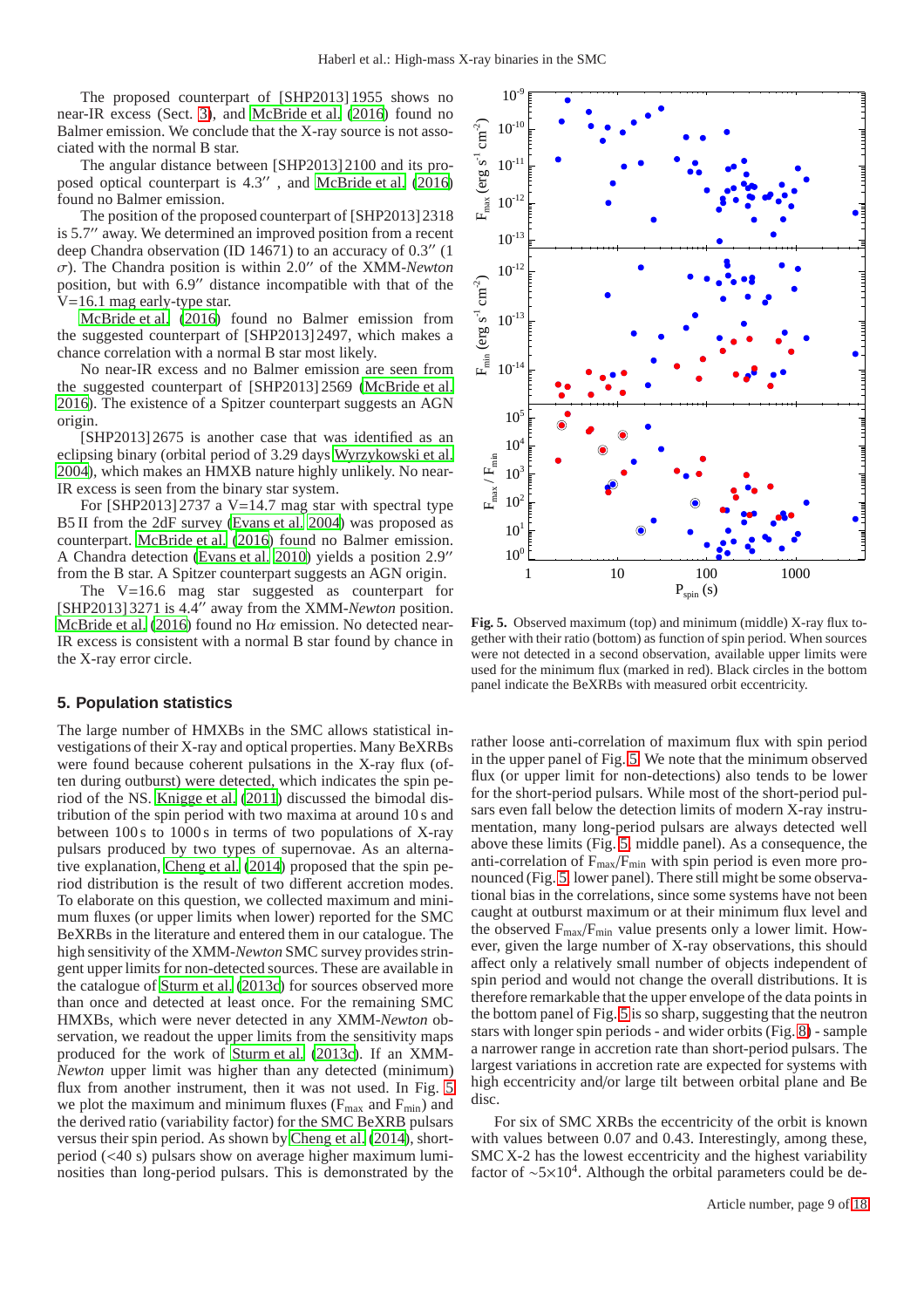The proposed counterpart of [SHP2013] 1955 shows no near-IR excess (Sect. 3), and McBride et al. (2016) found no Balmer emission. We conclude that the X-ray source is not associated with the normal B star.

The angular distance between [SHP2013] 2100 and its proposed optical counterpart is 4.3″ , and McBride et al. (2016) found no Balmer emission.

The position of the proposed counterpart of [SHP2013] 2318 is 5.7″ away. We determined an improved position from a recent deep Chandra observation (ID 14671) to an accuracy of 0.3″ (1 $\sigma$). The Chandra position is within 2.0″ of the XMM-*Newton* position, but with 6.9″ distance incompatible with that of the V=16.1 mag early-type star.

McBride et al. (2016) found no Balmer emission from the suggested counterpart of [SHP2013] 2497, which makes a chance correlation with a normal B star most likely.

No near-IR excess and no Balmer emission are seen from the suggested counterpart of [SHP2013] 2569 (McBride et al. 2016). The existence of a Spitzer counterpart suggests an AGN origin.

[SHP2013] 2675 is another case that was identified as an eclipsing binary (orbital period of 3.29 days Wyrzykowski et al. 2004), which makes an HMXB nature highly unlikely. No near-IR excess is seen from the binary star system.

For [SHP2013] 2737 a V=14.7 mag star with spectral type B5 II from the 2dF survey (Evans et al. 2004) was proposed as counterpart. McBride et al. (2016) found no Balmer emission. A Chandra detection (Evans et al. 2010) yields a position 2.9″ from the B star. A Spitzer counterpart suggests an AGN origin.

The V=16.6 mag star suggested as counterpart for [SHP2013] 3271 is 4.4″ away from the XMM-*Newton* position. McBride et al. (2016) found no H$\alpha$ emission. No detected near-IR excess is consistent with a normal B star found by chance in the X-ray error circle.

## 5. Population statistics

The large number of HMXBs in the SMC allows statistical investigations of their X-ray and optical properties. Many BeXRBs were found because coherent pulsations in the X-ray flux (often during outburst) were detected, which indicates the spin period of the NS. Knigge et al. (2011) discussed the bimodal distribution of the spin period with two maxima at around 10 s and between 100 s to 1000 s in terms of two populations of X-ray pulsars produced by two types of supernovae. As an alternative explanation, Cheng et al. (2014) proposed that the spin period distribution is the result of two different accretion modes. To elaborate on this question, we collected maximum and minimum fluxes (or upper limits when lower) reported for the SMC BeXRBs in the literature and entered them in our catalogue. The high sensitivity of the XMM-*Newton* SMC survey provides stringent upper limits for non-detected sources. These are available in the catalogue of Sturm et al. (2013c) for sources observed more than once and detected at least once. For the remaining SMC HMXBs, which were never detected in any XMM-*Newton* observation, we readout the upper limits from the sensitivity maps produced for the work of Sturm et al. (2013c). If an XMM-*Newton* upper limit was higher than any detected (minimum) flux from another instrument, then it was not used. In Fig. 5 we plot the maximum and minimum fluxes ($F_{max}$ and $F_{min}$) and the derived ratio (variability factor) for the SMC BeXRB pulsars versus their spin period. As shown by Cheng et al. (2014), short-period (<40 s) pulsars show on average higher maximum luminosities than long-period pulsars. This is demonstrated by the rather loose anti-correlation of maximum flux with spin period in the upper panel of Fig. 5. We note that the minimum observed flux (or upper limit for non-detections) also tends to be lower for the short-period pulsars. While most of the short-period pulsars even fall below the detection limits of modern X-ray instrumentation, many long-period pulsars are always detected well above these limits (Fig. 5 middle panel). As a consequence, the anti-correlation of $F_{max}/F_{min}$ with spin period is even more pronounced (Fig. 5 lower panel). There still might be some observational bias in the correlations, since some systems have not been caught at outburst maximum or at their minimum flux level and the observed $F_{max}/F_{min}$ value presents only a lower limit. However, given the large number of X-ray observations, this should affect only a relatively small number of objects independent of spin period and would not change the overall distributions. It is therefore remarkable that the upper envelope of the data points in the bottom panel of Fig. 5 is so sharp, suggesting that the neutron stars with longer spin periods - and wider orbits (Fig. 8) - sample a narrower range in accretion rate than short-period pulsars. The largest variations in accretion rate are expected for systems with high eccentricity and/or large tilt between orbital plane and Be disc.

For six of SMC XRBs the eccentricity of the orbit is known with values between 0.07 and 0.43. Interestingly, among these, SMC X-2 has the lowest eccentricity and the highest variability factor of $\sim 5 \times 10^4$. Although the orbital parameters could be de-

**Fig. 5.** Observed maximum (top) and minimum (middle) X-ray flux together with their ratio (bottom) as function of spin period. When sources were not detected in a second observation, available upper limits were used for the minimum flux (marked in red). Black circles in the bottom panel indicate the BeXRBs with measured orbit eccentricity.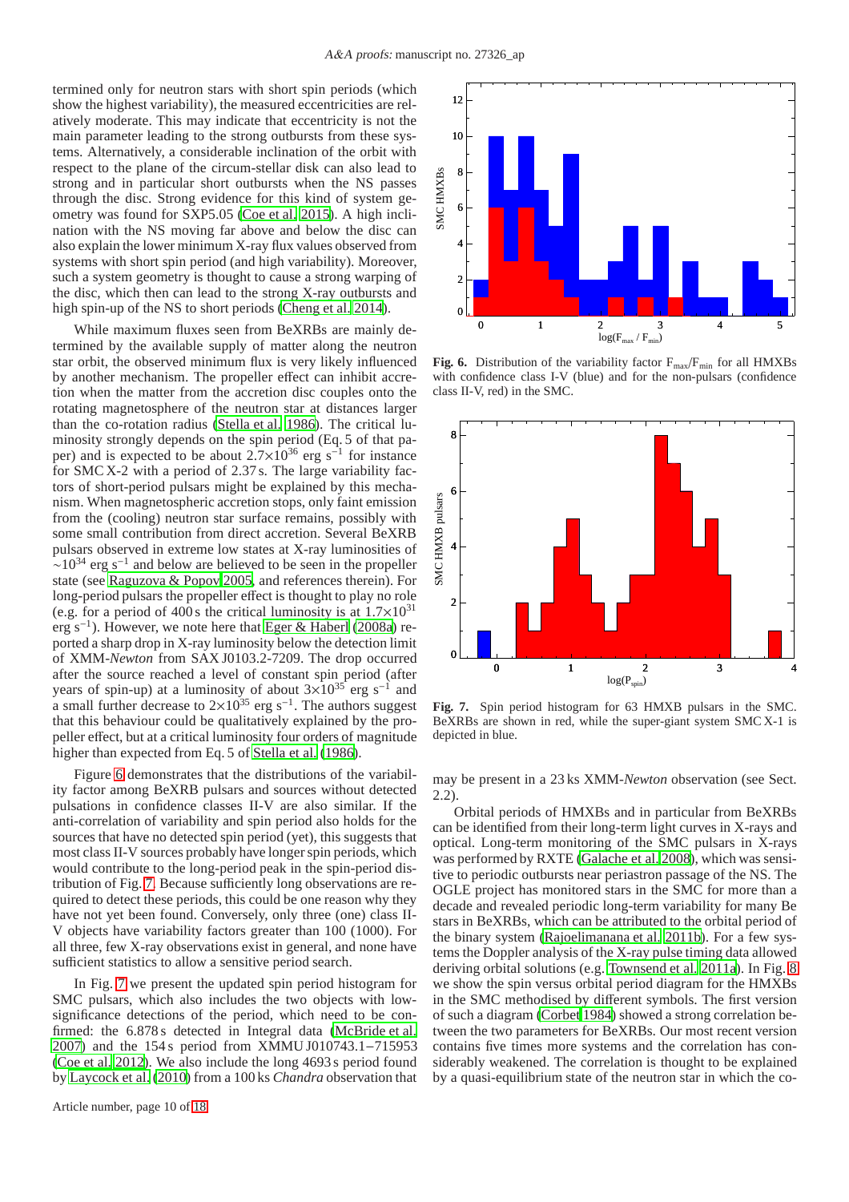termined only for neutron stars with short spin periods (which show the highest variability), the measured eccentricities are relatively moderate. This may indicate that eccentricity is not the main parameter leading to the strong outbursts from these systems. Alternatively, a considerable inclination of the orbit with respect to the plane of the circum-stellar disk can also lead to strong and in particular short outbursts when the NS passes through the disc. Strong evidence for this kind of system geometry was found for SXP5.05 (Coe et al. 2015). A high inclination with the NS moving far above and below the disc can also explain the lower minimum X-ray flux values observed from systems with short spin period (and high variability). Moreover, such a system geometry is thought to cause a strong warping of the disc, which then can lead to the strong X-ray outbursts and high spin-up of the NS to short periods (Cheng et al. 2014).

While maximum fluxes seen from BeXRBs are mainly determined by the available supply of matter along the neutron star orbit, the observed minimum flux is very likely influenced by another mechanism. The propeller effect can inhibit accretion when the matter from the accretion disc couples onto the rotating magnetosphere of the neutron star at distances larger than the co-rotation radius (Stella et al. 1986). The critical luminosity strongly depends on the spin period (Eq. 5 of that paper) and is expected to be about $2.7{\times}10^{36}$ erg s$^{-1}$ for instance for SMC X-2 with a period of 2.37 s. The large variability factors of short-period pulsars might be explained by this mechanism. When magnetospheric accretion stops, only faint emission from the (cooling) neutron star surface remains, possibly with some small contribution from direct accretion. Several BeXRB pulsars observed in extreme low states at X-ray luminosities of $\sim10^{34}$ erg s$^{-1}$ and below are believed to be seen in the propeller state (see Raguzova & Popov 2005, and references therein). For long-period pulsars the propeller effect is thought to play no role (e.g. for a period of 400 s the critical luminosity is at $1.7{\times}10^{31}$ erg s$^{-1}$). However, we note here that Eger & Haberl (2008a) reported a sharp drop in X-ray luminosity below the detection limit of XMM-*Newton* from SAX J0103.2-7209. The drop occurred after the source reached a level of constant spin period (after years of spin-up) at a luminosity of about $3{\times}10^{35}$ erg s$^{-1}$ and a small further decrease to $2{\times}10^{35}$ erg s$^{-1}$. The authors suggest that this behaviour could be qualitatively explained by the propeller effect, but at a critical luminosity four orders of magnitude higher than expected from Eq. 5 of Stella et al. (1986).

Figure 6 demonstrates that the distributions of the variability factor among BeXRB pulsars and sources without detected pulsations in confidence classes II-V are also similar. If the anti-correlation of variability and spin period also holds for the sources that have no detected spin period (yet), this suggests that most class II-V sources probably have longer spin periods, which would contribute to the long-period peak in the spin-period distribution of Fig. 7. Because sufficiently long observations are required to detect these periods, this could be one reason why they have not yet been found. Conversely, only three (one) class II-V objects have variability factors greater than 100 (1000). For all three, few X-ray observations exist in general, and none have sufficient statistics to allow a sensitive period search.

In Fig. 7 we present the updated spin period histogram for SMC pulsars, which also includes the two objects with low-significance detection of the period, which need to be confirmed: the 6.878 s detected in Integral data (McBride et al. 2007) and the 154 s period from XMMU J010743.1−715953 (Coe et al. 2012). We also include the long 4693 s period found by Laycock et al. (2010) from a 100 ks *Chandra* observation that may be present in a 23 ks XMM-*Newton* observation (see Sect. 2.2).

**Fig. 6.** Distribution of the variability factor $F_{max}/F_{min}$ for all HMXBs with confidence class I-V (blue) and for the non-pulsars (confidence class II-V, red) in the SMC.

**Fig. 7.** Spin period histogram for 63 HMXB pulsars in the SMC. BeXRBs are shown in red, while the super-giant system SMC X-1 is depicted in blue.

Orbital periods of HMXBs and in particular from BeXRBs can be identified from their long-term light curves in X-rays and optical. Long-term monitoring of the SMC pulsars in X-rays was performed by RXTE (Galache et al. 2008), which was sensitive to periodic outbursts near periastron passage of the NS. The OGLE project has monitored stars in the SMC for more than a decade and revealed periodic long-term variability for many Be stars in BeXRBs, which can be attributed to the orbital period of the binary system (Rajoelimanana et al. 2011b). For a few systems the Doppler analysis of the X-ray pulse timing data allowed deriving orbital solutions (e.g. Townsend et al. 2011a). In Fig. 8 we show the spin versus orbital period diagram for the HMXBs in the SMC methodised by different symbols. The first version of such a diagram (Corbet 1984) showed a strong correlation between the two parameters for BeXRBs. Our most recent version contains five times more systems and the correlation has considerably weakened. The correlation is thought to be explained by a quasi-equilibrium state of the neutron star in which the co-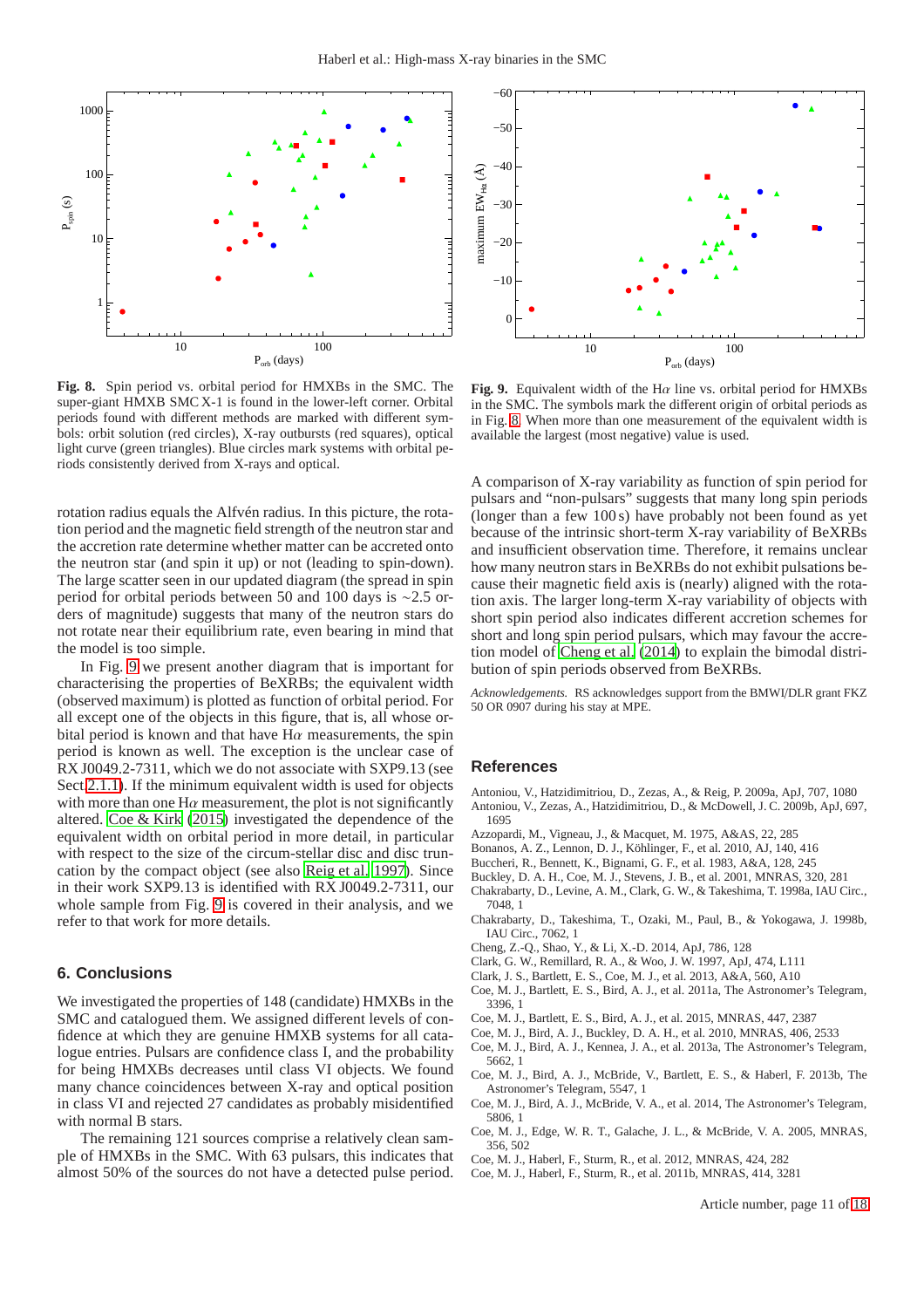**Fig. 8.** Spin period vs. orbital period for HMXBs in the SMC. The super-giant HMXB SMC X-1 is found in the lower-left corner. Orbital periods found with different methods are marked with different symbols: orbit solution (red circles), X-ray outbursts (red squares), optical light curve (green triangles). Blue circles mark systems with orbital periods consistently derived from X-rays and optical.

**Fig. 9.** Equivalent width of the H$\alpha$ line vs. orbital period for HMXBs in the SMC. The symbols mark the different origin of orbital periods as in Fig. 8. When more than one measurement of the equivalent width is available the largest (most negative) value is used.

rotation radius equals the Alfvén radius. In this picture, the rotation period and the magnetic field strength of the neutron star and the accretion rate determine whether matter can be accreted onto the neutron star (and spin it up) or not (leading to spin-down). The large scatter seen in our updated diagram (the spread in spin period for orbital periods between 50 and 100 days is ~2.5 orders of magnitude) suggests that many of the neutron stars do not rotate near their equilibrium rate, even bearing in mind that the model is too simple.

In Fig. 9 we present another diagram that is important for characterising the properties of BeXRBs; the equivalent width (observed maximum) is plotted as function of orbital period. For all except one of the objects in this figure, that is, all whose orbital period is known and that have H$\alpha$ measurements, the spin period is known as well. The exception is the unclear case of RX J0049.2-7311, which we do not associate with SXP9.13 (see Sect. 2.1.1). If the minimum equivalent width is used for objects with more than one H$\alpha$ measurement, the plot is not significantly altered. Coe & Kirk (2015) investigated the dependence of the equivalent width on orbital period in more detail, in particular with respect to the size of the circum-stellar disc and disc truncation by the compact object (see also Reig et al. 1997). Since in their work SXP9.13 is identified with RX J0049.2-7311, our whole sample from Fig. 9 is covered in their analysis, and we refer to that work for more details.

## 6. Conclusions

We investigated the properties of 148 (candidate) HMXBs in the SMC and catalogued them. We assigned different levels of confidence at which they are genuine HMXB systems for all catalogue entries. Pulsars are confidence class I, and the probability for being HMXBs decreases until class VI objects. We found many chance coincidences between X-ray and optical position in class VI and rejected 27 candidates as probably misidentified with normal B stars.

The remaining 121 sources comprise a relatively clean sample of HMXBs in the SMC. With 63 pulsars, this indicates that almost 50% of the sources do not have a detected pulse period. A comparison of X-ray variability as function of spin period for pulsars and "non-pulsars" suggests that many long spin periods (longer than a few 100 s) have probably not been found as yet because of the intrinsic short-term X-ray variability of BeXRBs and insufficient observation time. Therefore, it remains unclear how many neutron stars in BeXRBs do not exhibit pulsations because their magnetic field axis is (nearly) aligned with the rotation axis. The larger long-term X-ray variability of objects with short spin period also indicates different accretion schemes for short and long spin period pulsars, which may favour the accretion model of Cheng et al. (2014) to explain the bimodal distribution of spin periods observed from BeXRBs.

*Acknowledgements.* RS acknowledges support from the BMWI/DLR grant FKZ 50 OR 0907 during his stay at MPE.

## References

Antoniou, V., Hatzidimitriou, D., Zezas, A., & Reig, P. 2009a, ApJ, 707, 1080
Antoniou, V., Zezas, A., Hatzidimitriou, D., & McDowell, J. C. 2009b, ApJ, 697, 1695
Azzopardi, M., Vigneau, J., & Macquet, M. 1975, A&AS, 22, 285
Bonanos, A. Z., Lennon, D. J., Köhlinger, F., et al. 2010, AJ, 140, 416
Buccheri, R., Bennett, K., Bignami, G. F., et al. 1983, A&A, 128, 245
Buckley, D. A. H., Coe, M. J., Stevens, J. B., et al. 2001, MNRAS, 320, 281
Chakrabarty, D., Levine, A. M., Clark, G. W., & Takeshima, T. 1998a, IAU Circ., 7048, 1
Chakrabarty, D., Takeshima, T., Ozaki, M., Paul, B., & Yokogawa, J. 1998b, IAU Circ., 7062, 1
Cheng, Z.-Q., Shao, Y., & Li, X.-D. 2014, ApJ, 786, 128
Clark, G. W., Remillard, R. A., & Woo, J. W. 1997, ApJ, 474, L111
Clark, J. S., Bartlett, E. S., Coe, M. J., et al. 2013, A&A, 560, A10
Coe, M. J., Bartlett, E. S., Bird, A. J., et al. 2011a, The Astronomer's Telegram, 3396, 1
Coe, M. J., Bartlett, E. S., Bird, A. J., et al. 2015, MNRAS, 447, 2387
Coe, M. J., Bird, A. J., Buckley, D. A. H., et al. 2010, MNRAS, 406, 2533
Coe, M. J., Bird, A. J., Kennea, J. A., et al. 2013a, The Astronomer's Telegram, 5662, 1
Coe, M. J., Bird, A. J., McBride, V., Bartlett, E. S., & Haberl, F. 2013b, The Astronomer's Telegram, 5547, 1
Coe, M. J., Bird, A. J., McBride, V. A., et al. 2014, The Astronomer's Telegram, 5806, 1
Coe, M. J., Edge, W. R. T., Galache, J. L., & McBride, V. A. 2005, MNRAS, 356, 502
Coe, M. J., Haberl, F., Sturm, R., et al. 2012, MNRAS, 424, 282
Coe, M. J., Haberl, F., Sturm, R., et al. 2011b, MNRAS, 414, 3281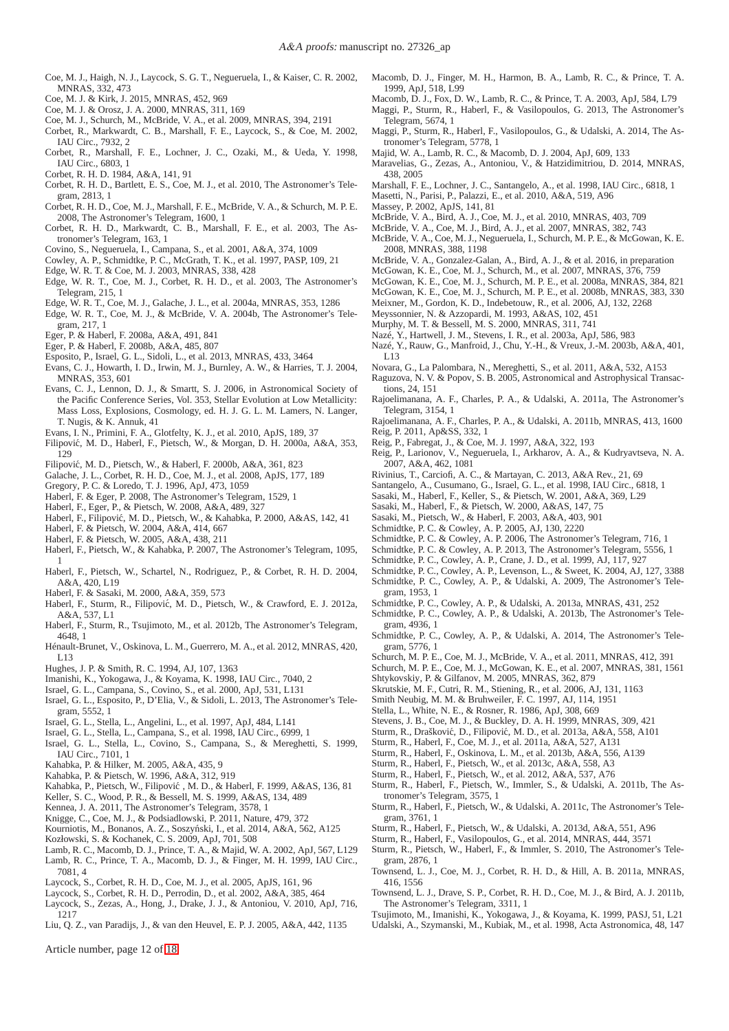Coe, M. J., Haigh, N. J., Laycock, S. G. T., Negueruela, I., & Kaiser, C. R. 2002, MNRAS, 332, 473

Coe, M. J. & Kirk, J. 2015, MNRAS, 452, 969

Coe, M. J. & Orosz, J. A. 2000, MNRAS, 311, 169

Coe, M. J., Schurch, M., McBride, V. A., et al. 2009, MNRAS, 394, 2191

Corbet, R., Markwardt, C. B., Marshall, F. E., Laycock, S., & Coe, M. 2002, IAU Circ., 7932, 2

Corbet, R., Marshall, F. E., Lochner, J. C., Ozaki, M., & Ueda, Y. 1998, IAU Circ., 6803, 1

Corbet, R. H. D. 1984, A&A, 141, 91

Corbet, R. H. D., Bartlett, E. S., Coe, M. J., et al. 2010, The Astronomer's Telegram, 2813, 1

Corbet, R. H. D., Coe, M. J., Marshall, F. E., McBride, V. A., & Schurch, M. P. E. 2008, The Astronomer's Telegram, 1600, 1

Corbet, R. H. D., Markwardt, C. B., Marshall, F. E., et al. 2003, The Astronomer's Telegram, 163, 1

Covino, S., Negueruela, I., Campana, S., et al. 2001, A&A, 374, 1009

Cowley, A. P., Schmidtke, P. C., McGrath, T. K., et al. 1997, PASP, 109, 21

Edge, W. R. T. & Coe, M. J. 2003, MNRAS, 338, 428

Edge, W. R. T., Coe, M. J., Corbet, R. H. D., et al. 2003, The Astronomer's Telegram, 215, 1

Edge, W. R. T., Coe, M. J., Galache, J. L., et al. 2004a, MNRAS, 353, 1286

Edge, W. R. T., Coe, M. J., & McBride, V. A. 2004b, The Astronomer's Telegram, 217, 1

Eger, P. & Haberl, F. 2008a, A&A, 491, 841

Eger, P. & Haberl, F. 2008b, A&A, 485, 807

Esposito, P., Israel, G. L., Sidoli, L., et al. 2013, MNRAS, 433, 3464

Evans, C. J., Howarth, I. D., Irwin, M. J., Burnley, A. W., & Harries, T. J. 2004, MNRAS, 353, 601

Evans, C. J., Lennon, D. J., & Smartt, S. J. 2006, in Astronomical Society of the Pacific Conference Series, Vol. 353, Stellar Evolution at Low Metallicity: Mass Loss, Explosions, Cosmology, ed. H. J. G. L. M. Lamers, N. Langer, T. Nugis, & K. Annuk, 41

Evans, I. N., Primini, F. A., Glotfelty, K. J., et al. 2010, ApJS, 189, 37

Filipović, M. D., Haberl, F., Pietsch, W., & Morgan, D. H. 2000a, A&A, 353, 129

Filipović, M. D., Pietsch, W., & Haberl, F. 2000b, A&A, 361, 823

Galache, J. L., Corbet, R. H. D., Coe, M. J., et al. 2008, ApJS, 177, 189

Gregory, P. C. & Loredo, T. J. 1996, ApJ, 473, 1059

Haberl, F. & Eger, P. 2008, The Astronomer's Telegram, 1529, 1

Haberl, F., Eger, P., & Pietsch, W. 2008, A&A, 489, 327

Haberl, F., Filipović, M. D., Pietsch, W., & Kahabka, P. 2000, A&AS, 142, 41

Haberl, F. & Pietsch, W. 2004, A&A, 414, 667

Haberl, F. & Pietsch, W. 2005, A&A, 438, 211

Haberl, F., Pietsch, W., & Kahabka, P. 2007, The Astronomer's Telegram, 1095, 1

Haberl, F., Pietsch, W., Schartel, N., Rodriguez, P., & Corbet, R. H. D. 2004, A&A, 420, L19

Haberl, F. & Sasaki, M. 2000, A&A, 359, 573

Haberl, F., Sturm, R., Filipović, M. D., Pietsch, W., & Crawford, E. J. 2012a, A&A, 537, L1

Haberl, F., Sturm, R., Tsujimoto, M., et al. 2012b, The Astronomer's Telegram, 4648, 1

Hénault-Brunet, V., Oskinova, L. M., Guerrero, M. A., et al. 2012, MNRAS, 420, L13

Hughes, J. P. & Smith, R. C. 1994, AJ, 107, 1363

Imanishi, K., Yokogawa, J., & Koyama, K. 1998, IAU Circ., 7040, 2

Israel, G. L., Campana, S., Covino, S., et al. 2000, ApJ, 531, L131

Israel, G. L., Esposito, P., D'Elia, V., & Sidoli, L. 2013, The Astronomer's Telegram, 5552, 1

Israel, G. L., Stella, L., Angelini, L., et al. 1997, ApJ, 484, L141

Israel, G. L., Stella, L., Campana, S., et al. 1998, IAU Circ., 6999, 1

Israel, G. L., Stella, L., Covino, S., Campana, S., & Mereghetti, S. 1999, IAU Circ., 7101, 1

Kahabka, P. & Hilker, M. 2005, A&A, 435, 9

Kahabka, P. & Pietsch, W. 1996, A&A, 312, 919

Kahabka, P., Pietsch, W., Filipović , M. D., & Haberl, F. 1999, A&AS, 136, 81

Keller, S. C., Wood, P. R., & Bessell, M. S. 1999, A&AS, 134, 489

Kennea, J. A. 2011, The Astronomer's Telegram, 3578, 1

Knigge, C., Coe, M. J., & Podsiadlowski, P. 2011, Nature, 479, 372

Kourniotis, M., Bonanos, A. Z., Soszyński, I., et al. 2014, A&A, 562, A125

Kozłowski, S. & Kochanek, C. S. 2009, ApJ, 701, 508

Lamb, R. C., Macomb, D. J., Prince, T. A., & Majid, W. A. 2002, ApJ, 567, L129

Lamb, R. C., Prince, T. A., Macomb, D. J., & Finger, M. H. 1999, IAU Circ., 7081, 4

Laycock, S., Corbet, R. H. D., Coe, M. J., et al. 2005, ApJS, 161, 96

Laycock, S., Corbet, R. H. D., Perrodin, D., et al. 2002, A&A, 385, 464

Laycock, S., Zezas, A., Hong, J., Drake, J. J., & Antoniou, V. 2010, ApJ, 716, 1217

Liu, Q. Z., van Paradijs, J., & van den Heuvel, E. P. J. 2005, A&A, 442, 1135

Macomb, D. J., Finger, M. H., Harmon, B. A., Lamb, R. C., & Prince, T. A. 1999, ApJ, 518, L99

Macomb, D. J., Fox, D. W., Lamb, R. C., & Prince, T. A. 2003, ApJ, 584, L79

Maggi, P., Sturm, R., Haberl, F., & Vasilopoulos, G. 2013, The Astronomer's Telegram, 5674, 1

Maggi, P., Sturm, R., Haberl, F., Vasilopoulos, G., & Udalski, A. 2014, The Astronomer's Telegram, 5778, 1

Majid, W. A., Lamb, R. C., & Macomb, D. J. 2004, ApJ, 609, 133

Maravelias, G., Zezas, A., Antoniou, V., & Hatzidimitriou, D. 2014, MNRAS, 438, 2005

Marshall, F. E., Lochner, J. C., Santangelo, A., et al. 1998, IAU Circ., 6818, 1

Masetti, N., Parisi, P., Palazzi, E., et al. 2010, A&A, 519, A96

Massey, P. 2002, ApJS, 141, 81

McBride, V. A., Bird, A. J., Coe, M. J., et al. 2010, MNRAS, 403, 709

McBride, V. A., Coe, M. J., Bird, A. J., et al. 2007, MNRAS, 382, 743

McBride, V. A., Coe, M. J., Negueruela, I., Schurch, M. P. E., & McGowan, K. E. 2008, MNRAS, 388, 1198

McBride, V. A., Gonzalez-Galan, A., Bird, A. J., & et al. 2016, in preparation

McGowan, K. E., Coe, M. J., Schurch, M., et al. 2007, MNRAS, 376, 759

McGowan, K. E., Coe, M. J., Schurch, M. P. E., et al. 2008a, MNRAS, 384, 821

McGowan, K. E., Coe, M. J., Schurch, M. P. E., et al. 2008b, MNRAS, 383, 330

Meixner, M., Gordon, K. D., Indebetouw, R., et al. 2006, AJ, 132, 2268

Meyssonnier, N. & Azzopardi, M. 1993, A&AS, 102, 451

Murphy, M. T. & Bessell, M. S. 2000, MNRAS, 311, 741

Nazé, Y., Hartwell, J. M., Stevens, I. R., et al. 2003a, ApJ, 586, 983

Nazé, Y., Rauw, G., Manfroid, J., Chu, Y.-H., & Vreux, J.-M. 2003b, A&A, 401, L13

Novara, G., La Palombara, N., Mereghetti, S., et al. 2011, A&A, 532, A153

Raguzova, N. V. & Popov, S. B. 2005, Astronomical and Astrophysical Transactions, 24, 151

Rajoelimanana, A. F., Charles, P. A., & Udalski, A. 2011a, The Astronomer's Telegram, 3154, 1

Rajoelimanana, A. F., Charles, P. A., & Udalski, A. 2011b, MNRAS, 413, 1600

Reig, P. 2011, Ap&SS, 332, 1

Reig, P., Fabregat, J., & Coe, M. J. 1997, A&A, 322, 193

Reig, P., Larionov, V., Negueruela, I., Arkharov, A. A., & Kudryavtseva, N. A. 2007, A&A, 462, 1081

Rivinius, T., Carciofi, A. C., & Martayan, C. 2013, A&A Rev., 21, 69

Santangelo, A., Cusumano, G., Israel, G. L., et al. 1998, IAU Circ., 6818, 1

Sasaki, M., Haberl, F., Keller, S., & Pietsch, W. 2001, A&A, 369, L29

Sasaki, M., Haberl, F., & Pietsch, W. 2000, A&AS, 147, 75

Sasaki, M., Pietsch, W., & Haberl, F. 2003, A&A, 403, 901

Schmidtke, P. C. & Cowley, A. P. 2005, AJ, 130, 2220

Schmidtke, P. C. & Cowley, A. P. 2006, The Astronomer's Telegram, 716, 1

Schmidtke, P. C. & Cowley, A. P. 2013, The Astronomer's Telegram, 5556, 1

Schmidtke, P. C., Cowley, A. P., Crane, J. D., et al. 1999, AJ, 117, 927

Schmidtke, P. C., Cowley, A. P., Levenson, L., & Sweet, K. 2004, AJ, 127, 3388

Schmidtke, P. C., Cowley, A. P., & Udalski, A. 2009, The Astronomer's Telegram, 1953, 1

Schmidtke, P. C., Cowley, A. P., & Udalski, A. 2013a, MNRAS, 431, 252

Schmidtke, P. C., Cowley, A. P., & Udalski, A. 2013b, The Astronomer's Telegram, 4936, 1

Schmidtke, P. C., Cowley, A. P., & Udalski, A. 2014, The Astronomer's Telegram, 5776, 1

Schurch, M. P. E., Coe, M. J., McBride, V. A., et al. 2011, MNRAS, 412, 391

Schurch, M. P. E., Coe, M. J., McGowan, K. E., et al. 2007, MNRAS, 381, 1561

Shtykovskiy, P. & Gilfanov, M. 2005, MNRAS, 362, 879

Skrutskie, M. F., Cutri, R. M., Stiening, R., et al. 2006, AJ, 131, 1163

Smith Neubig, M. M. & Bruhweiler, F. C. 1997, AJ, 114, 1951

Stella, L., White, N. E., & Rosner, R. 1986, ApJ, 308, 669

Stevens, J. B., Coe, M. J., & Buckley, D. A. H. 1999, MNRAS, 309, 421

Sturm, R., Drašković, D., Filipović, M. D., et al. 2013a, A&A, 558, A101

Sturm, R., Haberl, F., Coe, M. J., et al. 2011a, A&A, 527, A131

Sturm, R., Haberl, F., Oskinova, L. M., et al. 2013b, A&A, 556, A139

Sturm, R., Haberl, F., Pietsch, W., et al. 2013c, A&A, 558, A3

Sturm, R., Haberl, F., Pietsch, W., et al. 2012, A&A, 537, A76

Sturm, R., Haberl, F., Pietsch, W., Immler, S., & Udalski, A. 2011b, The Astronomer's Telegram, 3575, 1

Sturm, R., Haberl, F., Pietsch, W., & Udalski, A. 2011c, The Astronomer's Telegram, 3761, 1

Sturm, R., Haberl, F., Pietsch, W., & Udalski, A. 2013d, A&A, 551, A96

Sturm, R., Haberl, F., Vasilopoulos, G., et al. 2014, MNRAS, 444, 3571

Sturm, R., Pietsch, W., Haberl, F., & Immler, S. 2010, The Astronomer's Telegram, 2876, 1

Townsend, L. J., Coe, M. J., Corbet, R. H. D., & Hill, A. B. 2011a, MNRAS, 416, 1556

Townsend, L. J., Drave, S. P., Corbet, R. H. D., Coe, M. J., & Bird, A. J. 2011b, The Astronomer's Telegram, 3311, 1

Tsujimoto, M., Imanishi, K., Yokogawa, J., & Koyama, K. 1999, PASJ, 51, L21

Udalski, A., Szymanski, M., Kubiak, M., et al. 1998, Acta Astronomica, 48, 147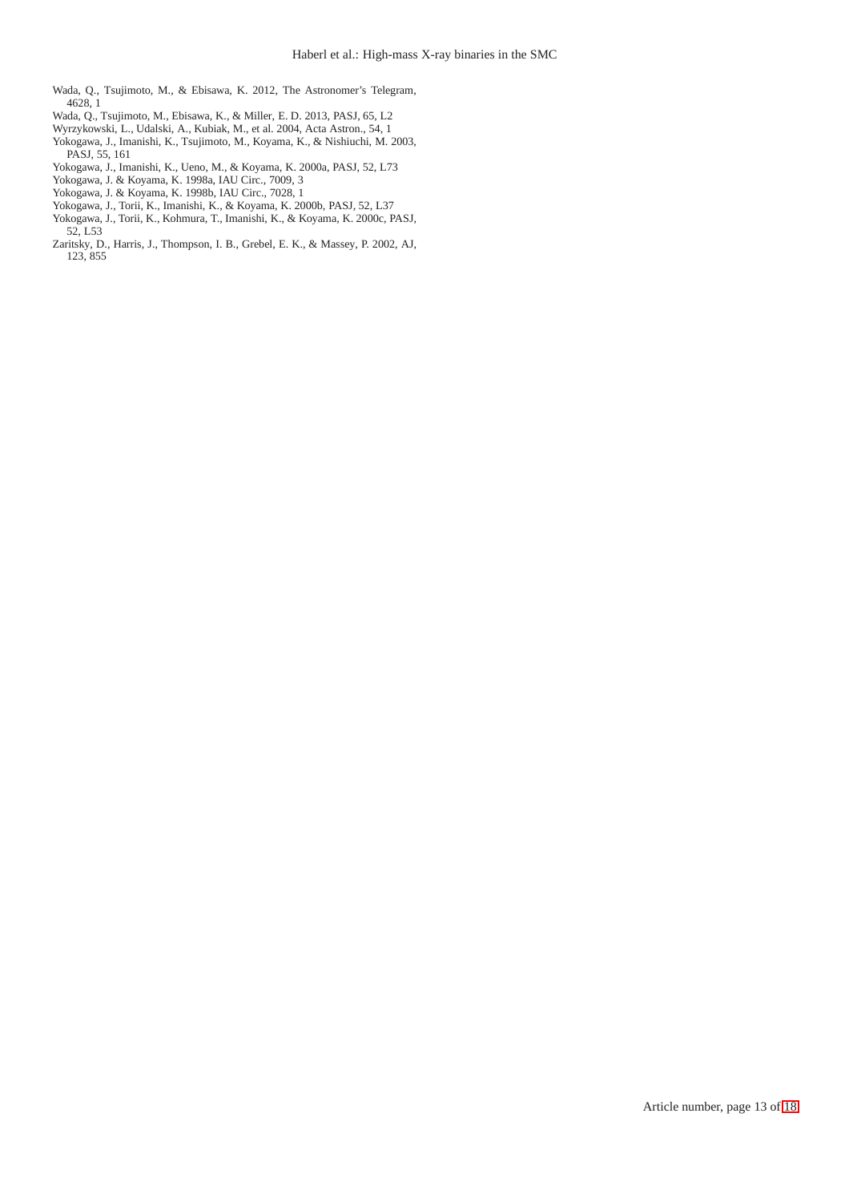Wada, Q., Tsujimoto, M., & Ebisawa, K. 2012, The Astronomer's Telegram, 4628, 1

Wada, Q., Tsujimoto, M., Ebisawa, K., & Miller, E. D. 2013, PASJ, 65, L2

Wyrzykowski, L., Udalski, A., Kubiak, M., et al. 2004, Acta Astron., 54, 1

Yokogawa, J., Imanishi, K., Tsujimoto, M., Koyama, K., & Nishiuchi, M. 2003, PASJ, 55, 161

Yokogawa, J., Imanishi, K., Ueno, M., & Koyama, K. 2000a, PASJ, 52, L73

Yokogawa, J. & Koyama, K. 1998a, IAU Circ., 7009, 3

Yokogawa, J. & Koyama, K. 1998b, IAU Circ., 7028, 1

Yokogawa, J., Torii, K., Imanishi, K., & Koyama, K. 2000b, PASJ, 52, L37

Yokogawa, J., Torii, K., Kohmura, T., Imanishi, K., & Koyama, K. 2000c, PASJ, 52, L53

Zaritsky, D., Harris, J., Thompson, I. B., Grebel, E. K., & Massey, P. 2002, AJ, 123, 855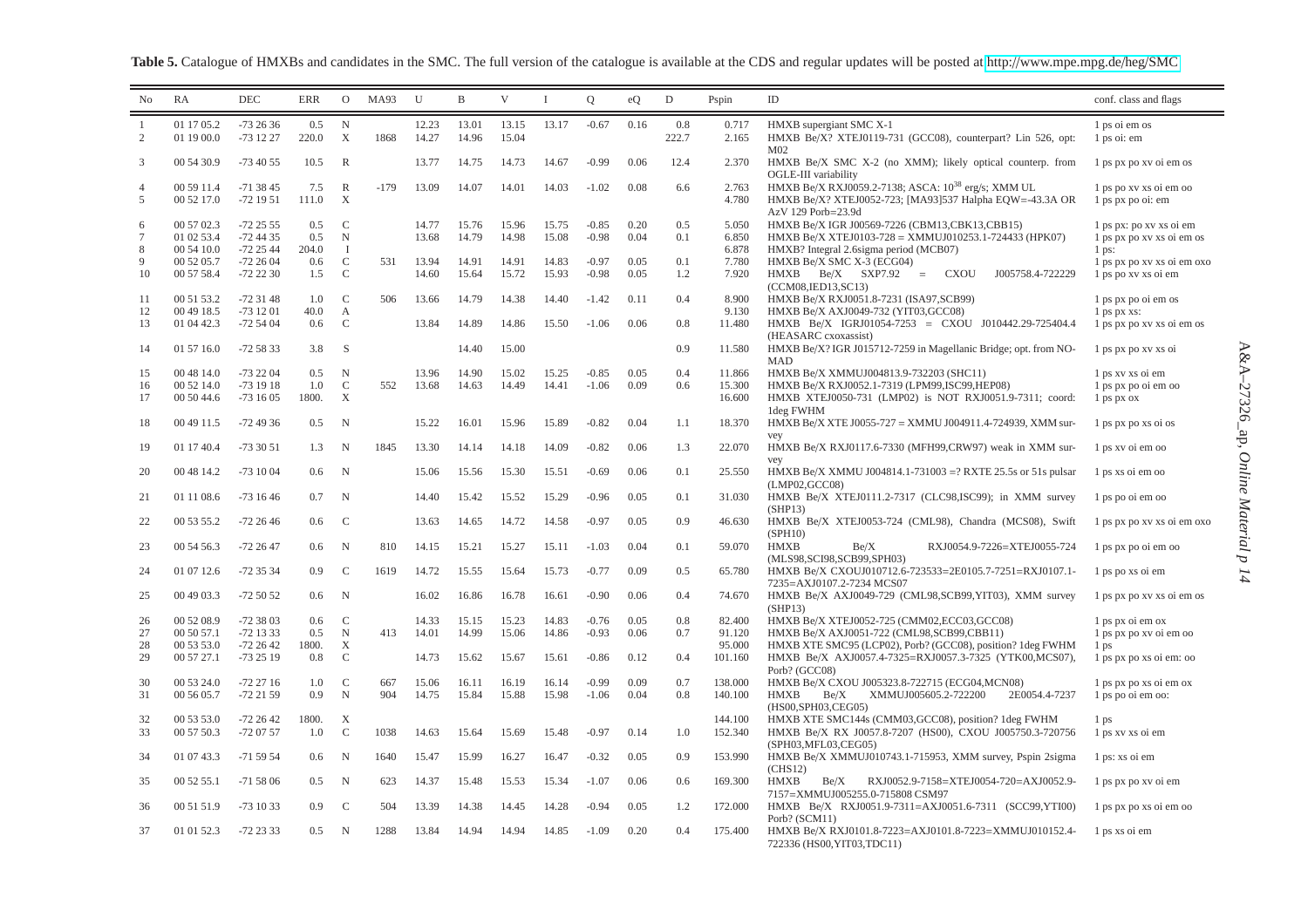**Table 5.** Catalogue of HMXBs and candidates in the SMC. The full version of the catalogue is available at the CDS and regular updates will be posted at http://www.mpe.mpg.de/heg/SMC

| No | RA | DEC | ERR | O | MA93 | U | B | V | I | Q | eQ | D | Pspin | ID | conf. class and flags |
|---|---|---|---|---|---|---|---|---|---|---|---|---|---|---|---|
| 1 | 01 17 05.2 | -73 26 36 | 0.5 | N | | 12.23 | 13.01 | 13.15 | 13.17 | -0.67 | 0.16 | 0.8 | 0.717 | HMXB supergiant SMC X-1 | 1 ps oi em os |
| 2 | 01 19 00.0 | -73 12 27 | 220.0 | X | 1868 | 14.27 | 14.96 | 15.04 | | | | 222.7 | 2.165 | HMXB Be/X? XTEJ0119-731 (GCC08), counterpart? Lin 526, opt: M02 | 1 ps oi: em |
| 3 | 00 54 30.9 | -73 40 55 | 10.5 | R | | 13.77 | 14.75 | 14.73 | 14.67 | -0.99 | 0.06 | 12.4 | 2.370 | HMXB Be/X SMC X-2 (no XMM); likely optical counterp. from OGLE-III variability | 1 ps px po xv oi em os |
| 4 | 00 59 11.4 | -71 38 45 | 7.5 | R | -179 | 13.09 | 14.07 | 14.01 | 14.03 | -1.02 | 0.08 | 6.6 | 2.763 | HMXB Be/X RXJ0059.2-7138; ASCA: $10^{38}$ erg/s; XMM UL | 1 ps po xv xs oi em oo |
| 5 | 00 52 17.0 | -72 19 51 | 111.0 | X | | | | | | | | | 4.780 | HMXB Be/X? XTEJ0052-723; [MA93]537 Halpha EQW=-43.3A OR AzV 129 Porb=23.9d | 1 ps px po oi: em |
| 6 | 00 57 02.3 | -72 25 55 | 0.5 | C | | 14.77 | 15.76 | 15.96 | 15.75 | -0.85 | 0.20 | 0.5 | 5.050 | HMXB Be/X IGR J00569-7226 (CBM13,CBK13,CBB15) | 1 ps px: po xv xs oi em |
| 7 | 01 02 53.4 | -72 44 35 | 0.5 | N | | 13.68 | 14.79 | 14.98 | 15.08 | -0.98 | 0.04 | 0.1 | 6.850 | HMXB Be/X XTEJ0103-728 = XMMUJ010253.1-724433 (HPK07) | 1 ps px po xv xs oi em os |
| 8 | 00 54 10.0 | -72 25 44 | 204.0 | I | | | | | | | | | 6.878 | HMXB? Integral 2.6sigma period (MCB07) | 1 ps: |
| 9 | 00 52 05.7 | -72 26 04 | 0.6 | C | 531 | 13.94 | 14.91 | 14.91 | 14.83 | -0.97 | 0.05 | 0.1 | 7.780 | HMXB Be/X SMC X-3 (ECG04) | 1 ps px po xv xs oi em oxo |
| 10 | 00 57 58.4 | -72 22 30 | 1.5 | C | | 14.60 | 15.64 | 15.72 | 15.93 | -0.98 | 0.05 | 1.2 | 7.920 | HMXB Be/X SXP7.92 = CXOU J005758.4-722229 (CCM08,IED13,SC13) | 1 ps po xv xs oi em |
| 11 | 00 51 53.2 | -72 31 48 | 1.0 | C | 506 | 13.66 | 14.79 | 14.38 | 14.40 | -1.42 | 0.11 | 0.4 | 8.900 | HMXB Be/X RXJ0051.8-7231 (ISA97,SCB99) | 1 ps px po oi em os |
| 12 | 00 49 18.5 | -73 12 01 | 40.0 | A | | | | | | | | | 9.130 | HMXB Be/X AXJ0049-732 (YIT03,GCC08) | 1 ps px xs: |
| 13 | 01 04 42.3 | -72 54 04 | 0.6 | C | | 13.84 | 14.89 | 14.86 | 15.50 | -1.06 | 0.06 | 0.8 | 11.480 | HMXB Be/X IGRJ01054-7253 = CXOU J010442.29-725404.4 (HEASARC cxoxassist) | 1 ps px po xv xs oi em os |
| 14 | 01 57 16.0 | -72 58 33 | 3.8 | S | | | 14.40 | 15.00 | | | | 0.9 | 11.580 | HMXB Be/X? IGR J015712-7259 in Magellanic Bridge; opt. from NOMAD | 1 ps px po xv xs oi |
| 15 | 00 48 14.0 | -73 22 04 | 0.5 | N | | 13.96 | 14.90 | 15.02 | 15.25 | -0.85 | 0.05 | 0.4 | 11.866 | HMXB Be/X XMMUJ004813.9-732203 (SHC11) | 1 ps xv xs oi em |
| 16 | 00 52 14.0 | -73 19 18 | 1.0 | C | 552 | 13.68 | 14.63 | 14.49 | 14.41 | -1.06 | 0.09 | 0.6 | 15.300 | HMXB Be/X RXJ0052.1-7319 (LPM99,ISC99,HEP08) | 1 ps px po oi em oo |
| 17 | 00 50 44.6 | -73 16 05 | 1800. | X | | | | | | | | | 16.600 | HMXB XTEJ0050-731 (LMP02) is NOT RXJ0051.9-7311; coord: 1deg FWHM | 1 ps px ox |
| 18 | 00 49 11.5 | -72 49 36 | 0.5 | N | | 15.22 | 16.01 | 15.96 | 15.89 | -0.82 | 0.04 | 1.1 | 18.370 | HMXB Be/X XTE J0055-727 = XMMU J004911.4-724939, XMM survey | 1 ps px po xs oi os |
| 19 | 01 17 40.4 | -73 30 51 | 1.3 | N | 1845 | 13.30 | 14.14 | 14.18 | 14.09 | -0.82 | 0.06 | 1.3 | 22.070 | HMXB Be/X RXJ0117.6-7330 (MFH99,CRW97) weak in XMM survey | 1 ps xv oi em oo |
| 20 | 00 48 14.2 | -73 10 04 | 0.6 | N | | 15.06 | 15.56 | 15.30 | 15.51 | -0.69 | 0.06 | 0.1 | 25.550 | HMXB Be/X XMMU J004814.1-731003 =? RXTE 25.5s or 51s pulsar (LMP02,GCC08) | 1 ps xs oi em oo |
| 21 | 01 11 08.6 | -73 16 46 | 0.7 | N | | 14.40 | 15.42 | 15.52 | 15.29 | -0.96 | 0.05 | 0.1 | 31.030 | HMXB Be/X XTEJ0111.2-7317 (CLC98,ISC99); in XMM survey (SHP13) | 1 ps po oi em oo |
| 22 | 00 53 55.2 | -72 26 46 | 0.6 | C | | 13.63 | 14.65 | 14.72 | 14.58 | -0.97 | 0.05 | 0.9 | 46.630 | HMXB Be/X XTEJ0053-724 (CML98), Chandra (MCS08), Swift (SPH10) | 1 ps px po xv xs oi em oxo |
| 23 | 00 54 56.3 | -72 26 47 | 0.6 | N | 810 | 14.15 | 15.21 | 15.27 | 15.11 | -1.03 | 0.04 | 0.1 | 59.070 | HMXB Be/X RXJ0054.9-7226=XTEJ0055-724 (MLS98,SCI98,SCB99,SPH03) | 1 ps px po oi em oo |
| 24 | 01 07 12.6 | -72 35 34 | 0.9 | C | 1619 | 14.72 | 15.55 | 15.64 | 15.73 | -0.77 | 0.09 | 0.5 | 65.780 | HMXB Be/X CXOUJ010712.6-723533=2E0105.7-7251=RXJ0107.1-7235=AXJ0107.2-7234 MCS07 | 1 ps po xs oi em |
| 25 | 00 49 03.3 | -72 50 52 | 0.6 | N | | 16.02 | 16.86 | 16.78 | 16.61 | -0.90 | 0.06 | 0.4 | 74.670 | HMXB Be/X AXJ0049-729 (CML98,SCB99,YIT03), XMM survey (SHP13) | 1 ps px po xv xs oi em os |
| 26 | 00 52 08.9 | -72 38 03 | 0.6 | C | | 14.33 | 15.15 | 15.23 | 14.83 | -0.76 | 0.05 | 0.8 | 82.400 | HMXB Be/X XTEJ0052-725 (CMM02,ECC03,GCC08) | 1 ps px oi em ox |
| 27 | 00 50 57.1 | -73 13 33 | 0.5 | N | 413 | 14.01 | 14.99 | 15.06 | 14.86 | -0.93 | 0.06 | 0.7 | 91.120 | HMXB Be/X AXJ0051-722 (CML98,SCB99,CBB11) | 1 ps px po xv oi em oo |
| 28 | 00 53 53.0 | -72 26 42 | 1800. | X | | | | | | | | | 95.000 | HMXB XTE SMC95 (LCP02), Porb? (GCC08), position? 1deg FWHM | 1 ps |
| 29 | 00 57 27.1 | -73 25 19 | 0.8 | C | | 14.73 | 15.62 | 15.67 | 15.61 | -0.86 | 0.12 | 0.4 | 101.160 | HMXB Be/X AXJ0057.4-7325=RXJ0057.3-7325 (YTK00,MCS07), Porb? (GCC08) | 1 ps px po xs oi em: oo |
| 30 | 00 53 24.0 | -72 27 16 | 1.0 | C | 667 | 15.06 | 16.11 | 16.19 | 16.14 | -0.99 | 0.09 | 0.7 | 138.000 | HMXB Be/X CXOU J005323.8-722715 (ECG04,MCN08) | 1 ps px po xs oi em ox |
| 31 | 00 56 05.7 | -72 21 59 | 0.9 | N | 904 | 14.75 | 15.84 | 15.88 | 15.98 | -1.06 | 0.04 | 0.8 | 140.100 | HMXB Be/X XMMUJ005605.2-722200 2E0054.4-7237 (HS00,SPH03,CEG05) | 1 ps po oi em oo: |
| 32 | 00 53 53.0 | -72 26 42 | 1800. | X | | | | | | | | | 144.100 | HMXB XTE SMC144s (CMM03,GCC08), position? 1deg FWHM | 1 ps |
| 33 | 00 57 50.3 | -72 07 57 | 1.0 | C | 1038 | 14.63 | 15.64 | 15.69 | 15.48 | -0.97 | 0.14 | 1.0 | 152.340 | HMXB Be/X RX J0057.8-7207 (HS00), CXOU J005750.3-720756 (SPH03,MFL03,CEG05) | 1 ps xv xs oi em |
| 34 | 01 07 43.3 | -71 59 54 | 0.6 | N | 1640 | 15.47 | 15.99 | 16.27 | 16.47 | -0.32 | 0.05 | 0.9 | 153.990 | HMXB Be/X XMMUJ010743.1-715953, XMM survey, Pspin 2sigma (CHS12) | 1 ps: xs oi em |
| 35 | 00 52 55.1 | -71 58 06 | 0.5 | N | 623 | 14.37 | 15.48 | 15.53 | 15.34 | -1.07 | 0.06 | 0.6 | 169.300 | HMXB Be/X RXJ0052.9-7158=XTEJ0054-720=AXJ0052.9-7157=XMMUJ005255.0-715808 CSM97 | 1 ps px po xv oi em |
| 36 | 00 51 51.9 | -73 10 33 | 0.9 | C | 504 | 13.39 | 14.38 | 14.45 | 14.28 | -0.94 | 0.05 | 1.2 | 172.000 | HMXB Be/X RXJ0051.9-7311=AXJ0051.6-7311 (SCC99,YTI00) Porb? (SCM11) | 1 ps px po xs oi em oo |
| 37 | 01 01 52.3 | -72 23 33 | 0.5 | N | 1288 | 13.84 | 14.94 | 14.94 | 14.85 | -1.09 | 0.20 | 0.4 | 175.400 | HMXB Be/X RXJ0101.8-7223=AXJ0101.8-7223=XMMUJ010152.4-722336 (HS00,YIT03,TDC11) | 1 ps xs oi em |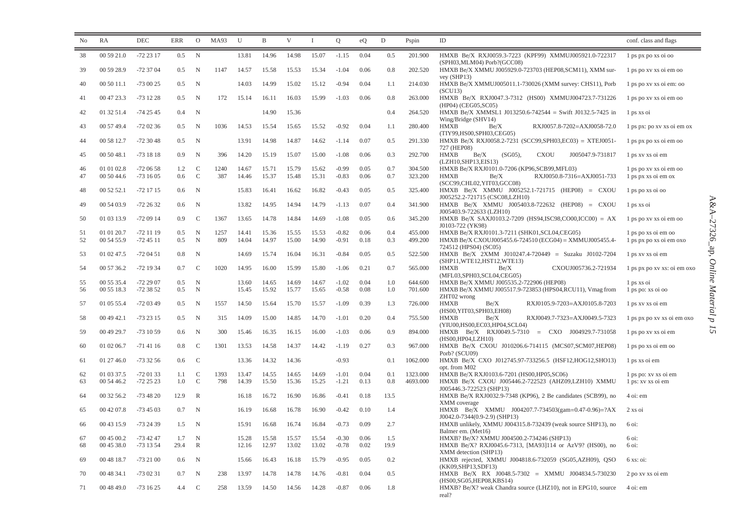| No | RA | DEC | ERR | O | MA93 | U | B | V | I | Q | eQ | D | Pspin | ID | conf. class and flags |
|---|---|---|---|---|---|---|---|---|---|---|---|---|---|---|---|
| 38 | 00 59 21.0 | -72 23 17 | 0.5 | N | | 13.81 | 14.96 | 14.98 | 15.07 | -1.15 | 0.04 | 0.5 | 201.900 | HMXB Be/X RXJ0059.3-7223 (KPF99) XMMUJ005921.0-722317 (SPH03,MLM04) Porb?(GCC08) | 1 ps px po xs oi oo |
| 39 | 00 59 28.9 | -72 37 04 | 0.5 | N | 1147 | 14.57 | 15.58 | 15.53 | 15.34 | -1.04 | 0.06 | 0.8 | 202.520 | HMXB Be/X XMMU J005929.0-723703 (HEP08,SCM11), XMM survey (SHP13) | 1 ps po xv xs oi em oo |
| 40 | 00 50 11.1 | -73 00 25 | 0.5 | N | | 14.03 | 14.99 | 15.02 | 15.12 | -0.94 | 0.04 | 1.1 | 214.030 | HMXB Be/X XMMUJ005011.1-730026 (XMM survey: CHS11), Porb (SCU13) | 1 ps po xv xs oi em: oo |
| 41 | 00 47 23.3 | -73 12 28 | 0.5 | N | 172 | 15.14 | 16.11 | 16.03 | 15.99 | -1.03 | 0.06 | 0.8 | 263.000 | HMXB Be/X RXJ0047.3-7312 (HS00) XMMUJ004723.7-731226 (HP04) (CEG05,SC05) | 1 ps po xv xs oi em oo |
| 42 | 01 32 51.4 | -74 25 45 | 0.4 | N | | | 14.90 | 15.36 | | | | 0.4 | 264.520 | HMXB Be/X XMMSL1 J013250.6-742544 = Swift J0132.5-7425 in Wing/Bridge (SHV14) | 1 ps xs oi |
| 43 | 00 57 49.4 | -72 02 36 | 0.5 | N | 1036 | 14.53 | 15.54 | 15.65 | 15.52 | -0.92 | 0.04 | 1.1 | 280.400 | HMXB Be/X RXJ0057.8-7202=AXJ0058-72.0 (TIY99,HS00,SPH03,CEG05) | 1 ps px: po xv xs oi em ox |
| 44 | 00 58 12.7 | -72 30 48 | 0.5 | N | | 13.91 | 14.98 | 14.87 | 14.62 | -1.14 | 0.07 | 0.5 | 291.330 | HMXB Be/X RXJ0058.2-7231 (SCC99,SPH03,EC03) = XTEJ0051-727 (HEP08) | 1 ps px po xs oi em oo |
| 45 | 00 50 48.1 | -73 18 18 | 0.9 | N | 396 | 14.20 | 15.19 | 15.07 | 15.00 | -1.08 | 0.06 | 0.3 | 292.700 | HMXB Be/X (SG05), CXOU J005047.9-731817 (LZH10,SHP13,EIS13) | 1 ps xv xs oi em |
| 46 | 01 01 02.8 | -72 06 58 | 1.2 | C | 1240 | 14.67 | 15.71 | 15.79 | 15.62 | -0.99 | 0.05 | 0.7 | 304.500 | HMXB Be/X RXJ0101.0-7206 (KP96,SCB99,MFL03) | 1 ps po xv xs oi em oo |
| 47 | 00 50 44.6 | -73 16 05 | 0.6 | C | 387 | 14.46 | 15.37 | 15.48 | 15.31 | -0.83 | 0.06 | 0.7 | 323.200 | HMXB Be/X RXJ0050.8-7316=AXJ0051-733 (SCC99,CHL02,YIT03,GCC08) | 1 ps px xs oi em ox |
| 48 | 00 52 52.1 | -72 17 15 | 0.6 | N | | 15.83 | 16.41 | 16.62 | 16.82 | -0.43 | 0.05 | 0.5 | 325.400 | HMXB Be/X XMMU J005252.1-721715 (HEP08) = CXOU J005252.2-721715 (CSC08,LZH10) | 1 ps po xs oi oo |
| 49 | 00 54 03.9 | -72 26 32 | 0.6 | N | | 13.82 | 14.95 | 14.94 | 14.79 | -1.13 | 0.07 | 0.4 | 341.900 | HMXB Be/X XMMU J005403.8-722632 (HEP08) = CXOU J005403.9-722633 (LZH10) | 1 ps xs oi |
| 50 | 01 03 13.9 | -72 09 14 | 0.9 | C | 1367 | 13.65 | 14.78 | 14.84 | 14.69 | -1.08 | 0.05 | 0.6 | 345.200 | HMXB Be/X SAXJ0103.2-7209 (HS94,ISC98,CO00,ICC00) = AX J0103-722 (YK98) | 1 ps po xv xs oi em oo |
| 51 | 01 01 20.7 | -72 11 19 | 0.5 | N | 1257 | 14.41 | 15.36 | 15.55 | 15.53 | -0.82 | 0.06 | 0.4 | 455.000 | HMXB Be/X RXJ0101.3-7211 (SHK01,SCL04,CEG05) | 1 ps po xs oi em oo |
| 52 | 00 54 55.9 | -72 45 11 | 0.5 | N | 809 | 14.04 | 14.97 | 15.00 | 14.90 | -0.91 | 0.18 | 0.3 | 499.200 | HMXB Be/X CXOUJ005455.6-724510 (ECG04) = XMMUJ005455.4-724512 (HPS04) (SC05) | 1 ps px po xs oi em oxo |
| 53 | 01 02 47.5 | -72 04 51 | 0.8 | N | | 14.69 | 15.74 | 16.04 | 16.31 | -0.84 | 0.05 | 0.5 | 522.500 | HMXB Be/X 2XMM J010247.4-720449 = Suzaku J0102-7204 (SHP11,WTE12,HST12,WTE13) | 1 ps xv xs oi em |
| 54 | 00 57 36.2 | -72 19 34 | 0.7 | C | 1020 | 14.95 | 16.00 | 15.99 | 15.80 | -1.06 | 0.21 | 0.7 | 565.000 | HMXB Be/X CXOUJ005736.2-721934 (MFL03,SPH03,SCL04,CEG05) | 1 ps px po xv xs: oi em oxo |
| 55 | 00 55 35.4 | -72 29 07 | 0.5 | N | | 13.60 | 14.65 | 14.69 | 14.67 | -1.02 | 0.04 | 1.0 | 644.600 | HMXB Be/X XMMU J005535.2-722906 (HEP08) | 1 ps xs oi |
| 56 | 00 55 18.3 | -72 38 52 | 0.5 | N | | 15.45 | 15.92 | 15.77 | 15.65 | -0.58 | 0.08 | 1.0 | 701.600 | HMXB Be/X XMMU J005517.9-723853 (HPS04,RCU11), Vmag from ZHT02 wrong | 1 ps po: xs oi oo |
| 57 | 01 05 55.4 | -72 03 49 | 0.5 | N | 1557 | 14.50 | 15.64 | 15.70 | 15.57 | -1.09 | 0.39 | 1.3 | 726.000 | HMXB Be/X RXJ0105.9-7203=AXJ0105.8-7203 (HS00,YIT03,SPH03,EH08) | 1 ps xv xs oi em |
| 58 | 00 49 42.1 | -73 23 15 | 0.5 | N | 315 | 14.09 | 15.00 | 14.85 | 14.70 | -1.01 | 0.20 | 0.4 | 755.500 | HMXB Be/X RXJ0049.7-7323=AXJ0049.5-7323 (YIU00,HS00,EC03,HP04,SCL04) | 1 ps px po xv xs oi em oxo |
| 59 | 00 49 29.7 | -73 10 59 | 0.6 | N | 300 | 15.46 | 16.35 | 16.15 | 16.00 | -1.03 | 0.06 | 0.9 | 894.000 | HMXB Be/X RXJ0049.5-7310 = CXO J004929.7-731058 (HS00,HP04,LZH10) | 1 ps po xv xs oi em |
| 60 | 01 02 06.7 | -71 41 16 | 0.8 | C | 1301 | 13.53 | 14.58 | 14.37 | 14.42 | -1.19 | 0.27 | 0.3 | 967.000 | HMXB Be/X CXOU J010206.6-714115 (MCS07,SCM07,HEP08) Porb? (SCU09) | 1 ps po xs oi em oo |
| 61 | 01 27 46.0 | -73 32 56 | 0.6 | C | | 13.36 | 14.32 | 14.36 | | -0.93 | | 0.1 | 1062.000 | HMXB Be/X CXO J012745.97-733256.5 (HSF12,HOG12,SHO13) opt. from M02 | 1 ps xs oi em |
| 62 | 01 03 37.5 | -72 01 33 | 1.1 | C | 1393 | 13.47 | 14.55 | 14.65 | 14.69 | -1.01 | 0.04 | 0.1 | 1323.000 | HMXB Be/X RXJ0103.6-7201 (HS00,HP05,SC06) | 1 ps po: xv xs oi em |
| 63 | 00 54 46.2 | -72 25 23 | 1.0 | C | 798 | 14.39 | 15.50 | 15.36 | 15.25 | -1.21 | 0.13 | 0.8 | 4693.000 | HMXB Be/X CXOU J005446.2-722523 (AHZ09,LZH10) XMMU J005446.3-722523 (SHP13) | 1 ps: xv xs oi em |
| 64 | 00 32 56.2 | -73 48 20 | 12.9 | R | | 16.18 | 16.72 | 16.90 | 16.86 | -0.41 | 0.18 | 13.5 | | HMXB Be/X RXJ0032.9-7348 (KP96), 2 Be candidates (SCB99), no XMM coverage | 4 oi: em |
| 65 | 00 42 07.8 | -73 45 03 | 0.7 | N | | 16.19 | 16.68 | 16.78 | 16.90 | -0.42 | 0.10 | 1.4 | | HMXB Be/X XMMU J004207.7-734503(gam=0.47-0.96)=?AX J0042.0-7344(0.9-2.9) (SHP13) | 2 xs oi |
| 66 | 00 43 15.9 | -73 24 39 | 1.5 | N | | 15.91 | 16.68 | 16.74 | 16.84 | -0.73 | 0.09 | 2.7 | | HMXB unlikely, XMMU J004315.8-732439 (weak source SHP13), no Balmer em. (Met16) | 6 oi: |
| 67 | 00 45 00.2 | -73 42 47 | 1.7 | N | | 15.28 | 15.58 | 15.57 | 15.54 | -0.30 | 0.06 | 1.5 | | HMXB? Be/X? XMMU J004500.2-734246 (SHP13) | 6 oi: |
| 68 | 00 45 38.0 | -73 13 54 | 29.4 | R | | 12.16 | 12.97 | 13.02 | 13.02 | -0.78 | 0.02 | 19.9 | | HMXB Be/X? RXJ0045.6-7313, [MA93]114 or AzV9? (HS00), no XMM detection (SHP13) | 6 oi: |
| 69 | 00 48 18.7 | -73 21 00 | 0.6 | N | | 15.66 | 16.43 | 16.18 | 15.79 | -0.95 | 0.05 | 0.2 | | HMXB rejected, XMMU J004818.6-732059 (SG05,AZH09), QSO (KK09,SHP13,SDF13) | 6 xs: oi: |
| 70 | 00 48 34.1 | -73 02 31 | 0.7 | N | 238 | 13.97 | 14.78 | 14.78 | 14.76 | -0.81 | 0.04 | 0.5 | | HMXB Be/X RX J0048.5-7302 = XMMU J004834.5-730230 (HS00,SG05,HEP08,KBS14) | 2 po xv xs oi em |
| 71 | 00 48 49.0 | -73 16 25 | 4.4 | C | 258 | 13.59 | 14.50 | 14.56 | 14.28 | -0.87 | 0.06 | 1.8 | | HMXB? Be/X? weak Chandra source (LHZ10), not in EPG10, source real? | 4 oi: em |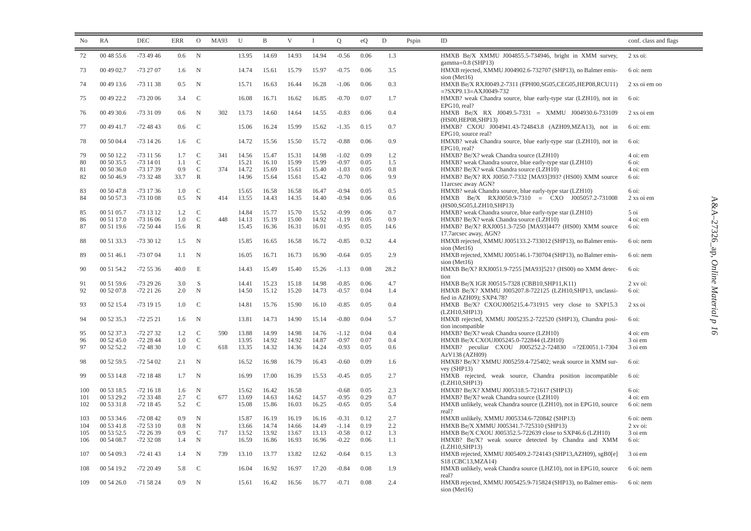| No | RA | DEC | ERR | O | MA93 | U | B | V | I | Q | eQ | D | Pspin | ID | conf. class and flags |
|---|---|---|---|---|---|---|---|---|---|---|---|---|---|---|---|
| 72 | 00 48 55.6 | -73 49 46 | 0.6 | N | | 13.95 | 14.69 | 14.93 | 14.94 | -0.56 | 0.06 | 1.3 | | HMXB Be/X XMMU J004855.5-734946, bright in XMM survey, gamma=0.8 (SHP13) | 2 xs oi: |
| 73 | 00 49 02.7 | -73 27 07 | 1.6 | N | | 14.74 | 15.61 | 15.79 | 15.97 | -0.75 | 0.06 | 3.5 | | HMXB rejected, XMMU J004902.6-732707 (SHP13), no Balmer emission (Met16) | 6 oi: nem |
| 74 | 00 49 13.6 | -73 11 38 | 0.5 | N | | 15.71 | 16.63 | 16.44 | 16.28 | -1.06 | 0.06 | 0.3 | | HMXB Be/X RXJ0049.2-7311 (FPH00,SG05,CEG05,HEP08,RCU11) =?SXP9.13=AXJ0049-732 | 2 xs oi em oo |
| 75 | 00 49 22.2 | -73 20 06 | 3.4 | C | | 16.08 | 16.71 | 16.62 | 16.85 | -0.70 | 0.07 | 1.7 | | HMXB? weak Chandra source, blue early-type star (LZH10), not in EPG10, real? | 6 oi: |
| 76 | 00 49 30.6 | -73 31 09 | 0.6 | N | 302 | 13.73 | 14.60 | 14.64 | 14.55 | -0.83 | 0.06 | 0.4 | | HMXB Be/X RX J0049.5-7331 = XMMU J004930.6-733109 (HS00,HEP08,SHP13) | 2 xs oi em |
| 77 | 00 49 41.7 | -72 48 43 | 0.6 | C | | 15.06 | 16.24 | 15.99 | 15.62 | -1.35 | 0.15 | 0.7 | | HMXB? CXOU J004941.43-724843.8 (AZH09,MZA13), not in EPG10, source real? | 6 oi: em: |
| 78 | 00 50 04.4 | -73 14 26 | 1.6 | C | | 14.72 | 15.56 | 15.50 | 15.72 | -0.88 | 0.06 | 0.9 | | HMXB? weak Chandra source, blue early-type star (LZH10), not in EPG10, real? | 6 oi: |
| 79 | 00 50 12.2 | -73 11 56 | 1.7 | C | 341 | 14.56 | 15.47 | 15.31 | 14.98 | -1.02 | 0.09 | 1.2 | | HMXB? Be/X? weak Chandra source (LZH10) | 4 oi: em |
| 80 | 00 50 35.5 | -73 14 01 | 1.1 | C | | 15.21 | 16.10 | 15.99 | 15.99 | -0.97 | 0.05 | 1.5 | | HMXB? weak Chandra source, blue early-type star (LZH10) | 6 oi: |
| 81 | 00 50 36.0 | -73 17 39 | 0.9 | C | 374 | 14.72 | 15.69 | 15.61 | 15.40 | -1.03 | 0.05 | 0.8 | | HMXB? Be/X? weak Chandra source (LZH10) | 4 oi: em |
| 82 | 00 50 46.9 | -73 32 48 | 33.7 | R | | 14.96 | 15.64 | 15.61 | 15.42 | -0.70 | 0.06 | 9.9 | | HMXB? Be/X? RX J0050.7-7332 [MA93]393? (HS00) XMM source 11arcsec away AGN? | 6 oi: |
| 83 | 00 50 47.8 | -73 17 36 | 1.0 | C | | 15.65 | 16.58 | 16.58 | 16.47 | -0.94 | 0.05 | 0.5 | | HMXB? weak Chandra source, blue early-type star (LZH10) | 6 oi: |
| 84 | 00 50 57.3 | -73 10 08 | 0.5 | N | 414 | 13.55 | 14.43 | 14.35 | 14.40 | -0.94 | 0.06 | 0.6 | | HMXB Be/X RXJ0050.9-7310 = CXO J005057.2-731008 (HS00,SG05,LZH10,SHP13) | 2 xs oi em |
| 85 | 00 51 05.7 | -73 13 12 | 1.2 | C | | 14.84 | 15.77 | 15.70 | 15.52 | -0.99 | 0.06 | 0.7 | | HMXB? weak Chandra source, blue early-type star (LZH10) | 5 oi |
| 86 | 00 51 17.0 | -73 16 06 | 1.0 | C | 448 | 14.13 | 15.19 | 15.00 | 14.92 | -1.19 | 0.05 | 0.9 | | HMXB? Be/X? weak Chandra source (LZH10) | 4 oi: em |
| 87 | 00 51 19.6 | -72 50 44 | 15.6 | R | | 15.45 | 16.36 | 16.31 | 16.01 | -0.95 | 0.05 | 14.6 | | HMXB? Be/X? RXJ0051.3-7250 [MA93]447? (HS00) XMM source 17.7arcsec away, AGN? | 6 oi: |
| 88 | 00 51 33.3 | -73 30 12 | 1.5 | N | | 15.85 | 16.65 | 16.58 | 16.72 | -0.85 | 0.32 | 4.4 | | HMXB rejected, XMMU J005133.2-733012 (SHP13), no Balmer emission (Met16) | 6 oi: nem |
| 89 | 00 51 46.1 | -73 07 04 | 1.1 | N | | 16.05 | 16.71 | 16.73 | 16.90 | -0.64 | 0.05 | 2.9 | | HMXB rejected, XMMU J005146.1-730704 (SHP13), no Balmer emission (Met16) | 6 oi: nem |
| 90 | 00 51 54.2 | -72 55 36 | 40.0 | E | | 14.43 | 15.49 | 15.40 | 15.26 | -1.13 | 0.08 | 28.2 | | HMXB Be/X? RXJ0051.9-7255 [MA93]521? (HS00) no XMM detection | 6 oi: |
| 91 | 00 51 59.6 | -73 29 26 | 3.0 | S | | 14.41 | 15.23 | 15.18 | 14.98 | -0.85 | 0.06 | 4.7 | | HMXB Be/X IGR J00515-7328 (CBB10,SHP11,K11) | 2 xv oi: |
| 92 | 00 52 07.8 | -72 21 26 | 2.0 | N | | 14.50 | 15.12 | 15.20 | 14.73 | -0.57 | 0.04 | 1.4 | | HMXB Be/X? XMMU J005207.8-722125 (LZH10,SHP13, unclassified in AZH09); SXP4.78? | 6 oi: |
| 93 | 00 52 15.4 | -73 19 15 | 1.0 | C | | 14.81 | 15.76 | 15.90 | 16.10 | -0.85 | 0.05 | 0.4 | | HMXB Be/X? CXOUJ005215.4-731915 very close to SXP15.3 (LZH10,SHP13) | 2 xs oi |
| 94 | 00 52 35.3 | -72 25 21 | 1.6 | N | | 13.81 | 14.73 | 14.90 | 15.14 | -0.80 | 0.04 | 5.7 | | HMXB rejected, XMMU J005235.2-722520 (SHP13), Chandra position incompatible | 6 oi: |
| 95 | 00 52 37.3 | -72 27 32 | 1.2 | C | 590 | 13.88 | 14.99 | 14.98 | 14.76 | -1.12 | 0.04 | 0.4 | | HMXB? Be/X? weak Chandra source (LZH10) | 4 oi: em |
| 96 | 00 52 45.0 | -72 28 44 | 1.0 | C | | 13.95 | 14.92 | 14.92 | 14.87 | -0.97 | 0.07 | 0.4 | | HMXB Be/X CXOUJ005245.0-722844 (LZH10) | 3 oi em |
| 97 | 00 52 52.2 | -72 48 30 | 1.0 | C | 618 | 13.35 | 14.32 | 14.36 | 14.24 | -0.93 | 0.05 | 0.6 | | HMXB? peculiar CXOU J005252.2-724830 =?2E0051.1-7304 AzV138 (AZH09) | 3 oi em |
| 98 | 00 52 59.5 | -72 54 02 | 2.1 | N | | 16.52 | 16.98 | 16.79 | 16.43 | -0.60 | 0.09 | 1.6 | | HMXB? Be/X? XMMU J005259.4-725402; weak source in XMM survey (SHP13) | 6 oi: |
| 99 | 00 53 14.8 | -72 18 48 | 1.7 | N | | 16.99 | 17.00 | 16.39 | 15.53 | -0.45 | 0.05 | 2.7 | | HMXB rejected, weak source, Chandra position incompatible (LZH10,SHP13) | 6 oi: |
| 100 | 00 53 18.5 | -72 16 18 | 1.6 | N | | 15.62 | 16.42 | 16.58 | 14.57 | -0.68 | 0.05 | 2.3 | | HMXB? Be/X? XMMU J005318.5-721617 (SHP13) | 6 oi: |
| 101 | 00 53 29.2 | -72 33 48 | 2.7 | C | 677 | 13.69 | 14.63 | 14.62 | 14.24 | -0.95 | 0.29 | 0.7 | | HMXB? Be/X? weak Chandra source (LZH10) | 4 oi: em |
| 102 | 00 53 31.8 | -72 18 45 | 5.2 | C | | 15.08 | 15.86 | 16.03 | 16.25 | -0.65 | 0.05 | 5.4 | | HMXB unlikely, weak Chandra source (LZH10), not in EPG10, source real? | 6 oi: nem |
| 103 | 00 53 34.6 | -72 08 42 | 0.9 | N | | 15.87 | 16.19 | 16.19 | 16.16 | -0.31 | 0.12 | 2.7 | | HMXB unlikely, XMMU J005334.6-720842 (SHP13) | 6 oi: nem |
| 104 | 00 53 41.8 | -72 53 10 | 0.8 | N | | 13.66 | 14.74 | 14.66 | 14.49 | -1.14 | 0.19 | 2.2 | | HMXB Be/X XMMU J005341.7-725310 (SHP13) | 2 xv oi: |
| 105 | 00 53 52.5 | -72 26 39 | 0.9 | C | 717 | 13.52 | 13.92 | 13.67 | 13.13 | -0.58 | 0.12 | 1.3 | | HMXB Be/X CXOU J005352.5-722639 close to SXP46.6 (LZH10) | 3 oi em |
| 106 | 00 54 08.7 | -72 32 08 | 1.4 | N | | 16.59 | 16.86 | 16.93 | 16.96 | -0.22 | 0.06 | 1.1 | | HMXB? Be/X? weak source detected by Chandra and XMM (LZH10,SHP13) | 6 oi: |
| 107 | 00 54 09.3 | -72 41 43 | 1.4 | N | 739 | 13.10 | 13.77 | 13.82 | 12.62 | -0.64 | 0.15 | 1.3 | | HMXB rejected, XMMU J005409.2-724143 (SHP13,AZH09), sgB0[e] S18 (CBC13,MZA14) | 3 oi em |
| 108 | 00 54 19.2 | -72 20 49 | 5.8 | C | | 16.04 | 16.92 | 16.97 | 17.20 | -0.84 | 0.08 | 1.9 | | HMXB unlikely, weak Chandra source (LHZ10), not in EPG10, source real? | 6 oi: nem |
| 109 | 00 54 26.0 | -71 58 24 | 0.9 | N | | 15.61 | 16.42 | 16.56 | 16.77 | -0.71 | 0.08 | 2.4 | | HMXB rejected, XMMU J005425.9-715824 (SHP13), no Balmer emission (Met16) | 6 oi: nem |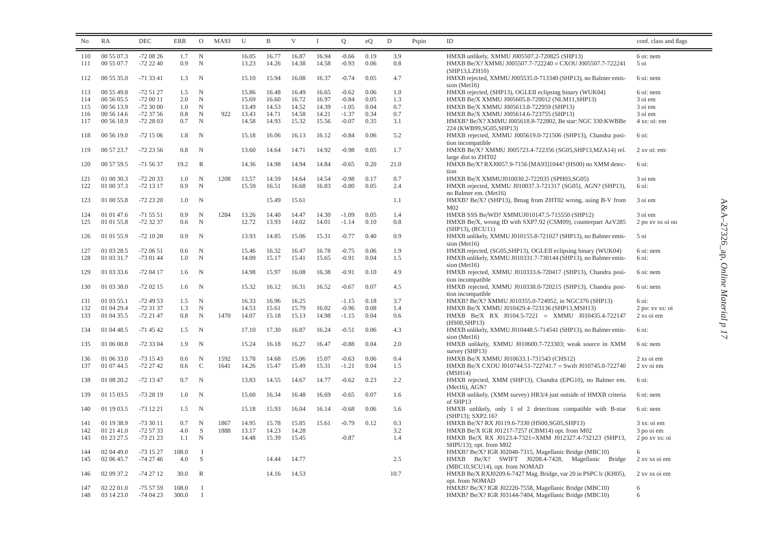| No | RA | DEC | ERR | O | MA93 | U | B | V | I | Q | eQ | D | Pspin | ID | conf. class and flags |
|---|---|---|---|---|---|---|---|---|---|---|---|---|---|---|---|
| 110 | 00 55 07.3 | -72 08 26 | 1.7 | N | | 16.05 | 16.77 | 16.87 | 16.94 | -0.66 | 0.19 | 3.9 | | HMXB unlikely, XMMU J005507.2-720825 (SHP13) | 6 oi: nem |
| 111 | 00 55 07.7 | -72 22 40 | 0.9 | N | | 13.23 | 14.26 | 14.38 | 14.58 | -0.93 | 0.06 | 0.8 | | HMXB Be/X? XMMU J005507.7-722240 = CXOU J005507.7-722241 (SHP13,LZH10) | 5 oi |
| 112 | 00 55 35.0 | -71 33 41 | 1.3 | N | | 15.10 | 15.94 | 16.08 | 16.37 | -0.74 | 0.05 | 4.7 | | HMXB rejected, XMMU J005535.0-713340 (SHP13), no Balmer emission (Met16) | 6 oi: nem |
| 113 | 00 55 49.8 | -72 51 27 | 1.5 | N | | 15.86 | 16.48 | 16.49 | 16.65 | -0.62 | 0.06 | 1.0 | | HMXB rejected, (SHP13), OGLEII eclipsing binary (WUK04) | 6 oi: nem |
| 114 | 00 56 05.5 | -72 00 11 | 2.0 | N | | 15.69 | 16.60 | 16.72 | 16.97 | -0.84 | 0.05 | 1.3 | | HMXB Be/X XMMU J005605.8-720012 (NLM11,SHP13) | 3 oi em |
| 115 | 00 56 13.9 | -72 30 00 | 1.0 | N | | 13.49 | 14.53 | 14.52 | 14.39 | -1.05 | 0.04 | 0.7 | | HMXB Be/X XMMU J005613.8-722959 (SHP13) | 3 oi em |
| 116 | 00 56 14.6 | -72 37 56 | 0.8 | N | 922 | 13.43 | 14.71 | 14.58 | 14.21 | -1.37 | 0.34 | 0.7 | | HMXB Be/X XMMU J005614.6-723755 (SHP13) | 3 oi em |
| 117 | 00 56 18.9 | -72 28 03 | 0.7 | N | | 14.58 | 14.93 | 15.32 | 15.56 | -0.07 | 0.35 | 3.1 | | HMXB? Be/X? XMMU J005618.8-722802, Be star: NGC 330:KWBBe 224 (KWB99,SG05,SHP13) | 4 xs: oi: em |
| 118 | 00 56 19.0 | -72 15 06 | 1.8 | N | | 15.18 | 16.06 | 16.13 | 16.12 | -0.84 | 0.06 | 5.2 | | HMXB rejected, XMMU J005619.0-721506 (SHP13), Chandra position incompatible | 6 oi: |
| 119 | 00 57 23.7 | -72 23 56 | 0.8 | N | | 13.60 | 14.64 | 14.71 | 14.92 | -0.98 | 0.05 | 1.7 | | HMXB Be/X? XMMU J005723.4-722356 (SG05,SHP13,MZA14) rel. large dist to ZHT02 | 2 xv oi: em: |
| 120 | 00 57 59.5 | -71 56 37 | 19.2 | R | | 14.36 | 14.98 | 14.94 | 14.84 | -0.65 | 0.20 | 21.0 | | HMXB Be/X? RXJ0057.9-7156 [MA93]1044? (HS00) no XMM detection | 6 oi: |
| 121 | 01 00 30.3 | -72 20 33 | 1.0 | N | 1208 | 13.57 | 14.59 | 14.64 | 14.54 | -0.98 | 0.17 | 0.7 | | HMXB Be/X XMMUJ010030.2-722035 (SPH03,SG05) | 3 oi em |
| 122 | 01 00 37.3 | -72 13 17 | 0.9 | N | | 15.59 | 16.51 | 16.68 | 16.83 | -0.80 | 0.05 | 2.4 | | HMXB rejected, XMMU J010037.3-721317 (SG05), AGN? (SHP13), no Balmer emis. (Met16) | 6 oi: |
| 123 | 01 00 55.8 | -72 23 20 | 1.0 | N | | | 15.49 | 15.61 | | | | 1.1 | | HMXB? Be/X? (SHP13), Bmag from ZHT02 wrong, using B-V from M02 | 3 oi em |
| 124 | 01 01 47.6 | -71 55 51 | 0.9 | N | 1284 | 13.26 | 14.40 | 14.47 | 14.30 | -1.09 | 0.05 | 1.4 | | HMXB SSS Be/WD? XMMUJ010147.5-715550 (SHP12) | 3 oi em |
| 125 | 01 01 55.8 | -72 32 37 | 0.6 | N | | 12.72 | 13.93 | 14.02 | 14.01 | -1.14 | 0.10 | 0.8 | | HMXB Be/X, wrong ID with SXP7.92 (CSM09), counterpart AzV285 (SHP13), (RCU11) | 2 po xv xs oi oo |
| 126 | 01 01 55.9 | -72 10 28 | 0.9 | N | | 13.93 | 14.85 | 15.06 | 15.31 | -0.77 | 0.40 | 0.9 | | HMXB unlikely, XMMU J010155.8-721027 (SHP13), no Balmer emission (Met16) | 5 oi |
| 127 | 01 03 28.5 | -72 06 51 | 0.6 | N | | 15.46 | 16.32 | 16.47 | 16.78 | -0.75 | 0.06 | 1.9 | | HMXB rejected, (SG05,SHP13), OGLEII eclipsing binary (WUK04) | 6 oi: nem |
| 128 | 01 03 31.7 | -73 01 44 | 1.0 | N | | 14.09 | 15.17 | 15.41 | 15.65 | -0.91 | 0.04 | 1.5 | | HMXB unlikely, XMMU J010331.7-730144 (SHP13), no Balmer emission (Met16) | 6 oi: |
| 129 | 01 03 33.6 | -72 04 17 | 1.6 | N | | 14.98 | 15.97 | 16.08 | 16.38 | -0.91 | 0.10 | 4.9 | | HMXB rejected, XMMU J010333.6-720417 (SHP13), Chandra position incompatible | 6 oi: nem |
| 130 | 01 03 38.0 | -72 02 15 | 1.6 | N | | 15.32 | 16.12 | 16.31 | 16.52 | -0.67 | 0.07 | 4.5 | | HMXB rejected, XMMU J010338.0-720215 (SHP13), Chandra position incompatible | 6 oi: nem |
| 131 | 01 03 55.1 | -72 49 53 | 1.5 | N | | 16.33 | 16.96 | 16.25 | | -1.15 | 0.18 | 3.7 | | HMXB? Be/X? XMMU J010355.0-724952, in NGC376 (SHP13) | 6 oi: |
| 132 | 01 04 29.4 | -72 31 37 | 1.3 | N | | 14.53 | 15.61 | 15.79 | 16.02 | -0.96 | 0.08 | 1.4 | | HMXB Be/X XMMU J010429.4-723136 (SHP13,MSH13) | 2 po: xv xs: oi |
| 133 | 01 04 35.5 | -72 21 47 | 0.8 | N | 1470 | 14.07 | 15.18 | 15.13 | 14.98 | -1.15 | 0.04 | 0.6 | | HMXB Be/X RX J0104.5-7221 = XMMU J010435.4-722147 (HS00,SHP13) | 2 xs oi em |
| 134 | 01 04 48.5 | -71 45 42 | 1.5 | N | | 17.10 | 17.30 | 16.87 | 16.24 | -0.51 | 0.06 | 4.3 | | HMXB unlikely, XMMU J010448.5-714541 (SHP13), no Balmer emission (Met16) | 6 oi: |
| 135 | 01 06 00.8 | -72 33 04 | 1.9 | N | | 15.24 | 16.18 | 16.27 | 16.47 | -0.88 | 0.04 | 2.0 | | HMXB unlikely, XMMU J010600.7-723303; weak source in XMM survey (SHP13) | 6 oi: nem |
| 136 | 01 06 33.0 | -73 15 43 | 0.6 | N | 1592 | 13.78 | 14.68 | 15.06 | 15.07 | -0.63 | 0.06 | 0.4 | | HMXB Be/X XMMU J010633.1-731543 (CHS12) | 2 xs oi em |
| 137 | 01 07 44.5 | -72 27 42 | 0.6 | C | 1641 | 14.26 | 15.47 | 15.49 | 15.31 | -1.21 | 0.04 | 1.5 | | HMXB Be/X CXOU J010744.51-722741.7 = Swift J010745.0-722740 (MSH14) | 2 xv oi em |
| 138 | 01 08 20.2 | -72 13 47 | 0.7 | N | | 13.83 | 14.55 | 14.67 | 14.77 | -0.62 | 0.23 | 2.2 | | HMXB rejected, XMM (SHP13), Chandra (EPG10), no Balmer em. (Met16), AGN? | 6 oi: |
| 139 | 01 15 03.5 | -73 28 19 | 1.0 | N | | 15.60 | 16.34 | 16.48 | 16.69 | -0.65 | 0.07 | 1.6 | | HMXB unlikely, (XMM survey) HR3/4 just outside of HMXB criteria of SHP13 | 6 oi: nem |
| 140 | 01 19 03.5 | -73 12 21 | 1.5 | N | | 15.18 | 15.93 | 16.04 | 16.14 | -0.68 | 0.06 | 5.6 | | HMXB unlikely, only 1 of 2 detections compatible with B-star (SHP13); SXP2.16? | 6 oi: nem |
| 141 | 01 19 38.9 | -73 30 11 | 0.7 | N | 1867 | 14.95 | 15.78 | 15.85 | 15.61 | -0.79 | 0.12 | 0.3 | | HMXB Be/X? RX J0119.6-7330 (HS00,SG05,SHP13) | 3 xs: oi em |
| 142 | 01 21 41.0 | -72 57 33 | 4.0 | S | 1888 | 13.17 | 14.23 | 14.28 | | | | 3.2 | | HMXB Be/X IGR J01217-7257 (CBM14) opt. from M02 | 3 po oi em |
| 143 | 01 23 27.5 | -73 21 23 | 1.1 | N | | 14.48 | 15.39 | 15.45 | | -0.87 | | 1.4 | | HMXB Be/X RX J0123.4-7321=XMM J012327.4-732123 (SHP13, SHPU13); opt. from M02 | 2 po xv xs: oi |
| 144 | 02 04 49.0 | -73 15 27 | 108.0 | I | | | | | | | | | | HMXB? Be/X? IGR J02048-7315, Magellanic Bridge (MBC10) | 6 |
| 145 | 02 06 45.7 | -74 27 46 | 4.0 | S | | | 14.44 | 14.77 | | | | 2.5 | | HMXB Be/X? SWIFT J0208.4-7428, Magellanic Bridge (MBC10,SCU14), opt. from NOMAD | 2 xv xs oi em |
| 146 | 02 09 37.2 | -74 27 12 | 30.0 | R | | | 14.16 | 14.53 | | | | 10.7 | | HMXB Be/X RXJ0209.6-7427 Mag. Bridge, var 20 in PSPC lc (KH05), opt. from NOMAD | 2 xv xs oi em |
| 147 | 02 22 01.0 | -75 57 59 | 108.0 | I | | | | | | | | | | HMXB? Be/X? IGR J02220-7558, Magellanic Bridge (MBC10) | 6 |
| 148 | 03 14 23.0 | -74 04 23 | 300.0 | I | | | | | | | | | | HMXB? Be/X? IGR J03144-7404, Magellanic Bridge (MBC10) | 6 |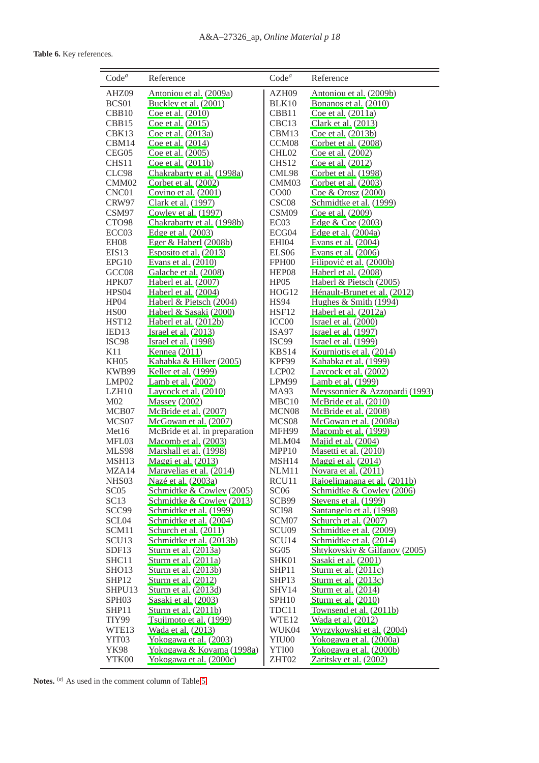**Table 6.** Key references.

| Code[a] | Reference | Code[a] | Reference |
|---|---|---|---|
| AHZ09 | Antoniou et al. (2009a) | AZH09 | Antoniou et al. (2009b) |
| BCS01 | Buckley et al. (2001) | BLK10 | Bonanos et al. (2010) |
| CBB10 | Coe et al. (2010) | CBB11 | Coe et al. (2011a) |
| CBB15 | Coe et al. (2015) | CBC13 | Clark et al. (2013) |
| CBK13 | Coe et al. (2013a) | CBM13 | Coe et al. (2013b) |
| CBM14 | Coe et al. (2014) | CCM08 | Corbet et al. (2008) |
| CEG05 | Coe et al. (2005) | CHL02 | Coe et al. (2002) |
| CHS11 | Coe et al. (2011b) | CHS12 | Coe et al. (2012) |
| CLC98 | Chakrabarty et al. (1998a) | CML98 | Corbet et al. (1998) |
| CMM02 | Corbet et al. (2002) | CMM03 | Corbet et al. (2003) |
| CNC01 | Covino et al. (2001) | CO00 | Coe & Orosz (2000) |
| CRW97 | Clark et al. (1997) | CSC08 | Schmidtke et al. (1999) |
| CSM97 | Cowley et al. (1997) | CSM09 | Coe et al. (2009) |
| CTO98 | Chakrabarty et al. (1998b) | EC03 | Edge & Coe (2003) |
| ECC03 | Edge et al. (2003) | ECG04 | Edge et al. (2004a) |
| EH08 | Eger & Haberl (2008b) | EHI04 | Evans et al. (2004) |
| EIS13 | Esposito et al. (2013) | ELS06 | Evans et al. (2006) |
| EPG10 | Evans et al. (2010) | FPH00 | Filipović et al. (2000b) |
| GCC08 | Galache et al. (2008) | HEP08 | Haberl et al. (2008) |
| HPK07 | Haberl et al. (2007) | HP05 | Haberl & Pietsch (2005) |
| HPS04 | Haberl et al. (2004) | HOG12 | Hénault-Brunet et al. (2012) |
| HP04 | Haberl & Pietsch (2004) | HS94 | Hughes & Smith (1994) |
| HS00 | Haberl & Sasaki (2000) | HSF12 | Haberl et al. (2012a) |
| HST12 | Haberl et al. (2012b) | ICC00 | Israel et al. (2000) |
| IED13 | Israel et al. (2013) | ISA97 | Israel et al. (1997) |
| ISC98 | Israel et al. (1998) | ISC99 | Israel et al. (1999) |
| K11 | Kennea (2011) | KBS14 | Kourniotis et al. (2014) |
| KH05 | Kahabka & Hilker (2005) | KPF99 | Kahabka et al. (1999) |
| KWB99 | Keller et al. (1999) | LCP02 | Laycock et al. (2002) |
| LMP02 | Lamb et al. (2002) | LPM99 | Lamb et al. (1999) |
| LZH10 | Laycock et al. (2010) | MA93 | Meyssonnier & Azzopardi (1993) |
| M02 | Massey (2002) | MBC10 | McBride et al. (2010) |
| MCB07 | McBride et al. (2007) | MCN08 | McBride et al. (2008) |
| MCS07 | McGowan et al. (2007) | MCS08 | McGowan et al. (2008a) |
| Met16 | McBride et al. in preparation | MFH99 | Macomb et al. (1999) |
| MFL03 | Macomb et al. (2003) | MLM04 | Majid et al. (2004) |
| MLS98 | Marshall et al. (1998) | MPP10 | Masetti et al. (2010) |
| MSH13 | Maggi et al. (2013) | MSH14 | Maggi et al. (2014) |
| MZA14 | Maravelias et al. (2014) | NLM11 | Novara et al. (2011) |
| NHS03 | Nazé et al. (2003a) | RCU11 | Rajoelimanana et al. (2011b) |
| SC05 | Schmidtke & Cowley (2005) | SC06 | Schmidtke & Cowley (2006) |
| SC13 | Schmidtke & Cowley (2013) | SCB99 | Stevens et al. (1999) |
| SCC99 | Schmidtke et al. (1999) | SCI98 | Santangelo et al. (1998) |
| SCL04 | Schmidtke et al. (2004) | SCM07 | Schurch et al. (2007) |
| SCM11 | Schurch et al. (2011) | SCU09 | Schmidtke et al. (2009) |
| SCU13 | Schmidtke et al. (2013b) | SCU14 | Schmidtke et al. (2014) |
| SDF13 | Sturm et al. (2013a) | SG05 | Shtykovskiy & Gilfanov (2005) |
| SHC11 | Sturm et al. (2011a) | SHK01 | Sasaki et al. (2001) |
| SHO13 | Sturm et al. (2013b) | SHP11 | Sturm et al. (2011c) |
| SHP12 | Sturm et al. (2012) | SHP13 | Sturm et al. (2013c) |
| SHPU13 | Sturm et al. (2013d) | SHV14 | Sturm et al. (2014) |
| SPH03 | Sasaki et al. (2003) | SPH10 | Sturm et al. (2010) |
| SHP11 | Sturm et al. (2011b) | TDC11 | Townsend et al. (2011b) |
| TIY99 | Tsujimoto et al. (1999) | WTE12 | Wada et al. (2012) |
| WTE13 | Wada et al. (2013) | WUK04 | Wyrzykowski et al. (2004) |
| YIT03 | Yokogawa et al. (2003) | YIU00 | Yokogawa et al. (2000a) |
| YK98 | Yokogawa & Koyama (1998a) | YTI00 | Yokogawa et al. (2000b) |
| YTK00 | Yokogawa et al. (2000c) | ZHT02 | Zaritsky et al. (2002) |

**Notes.** [a] As used in the comment column of Table 5.